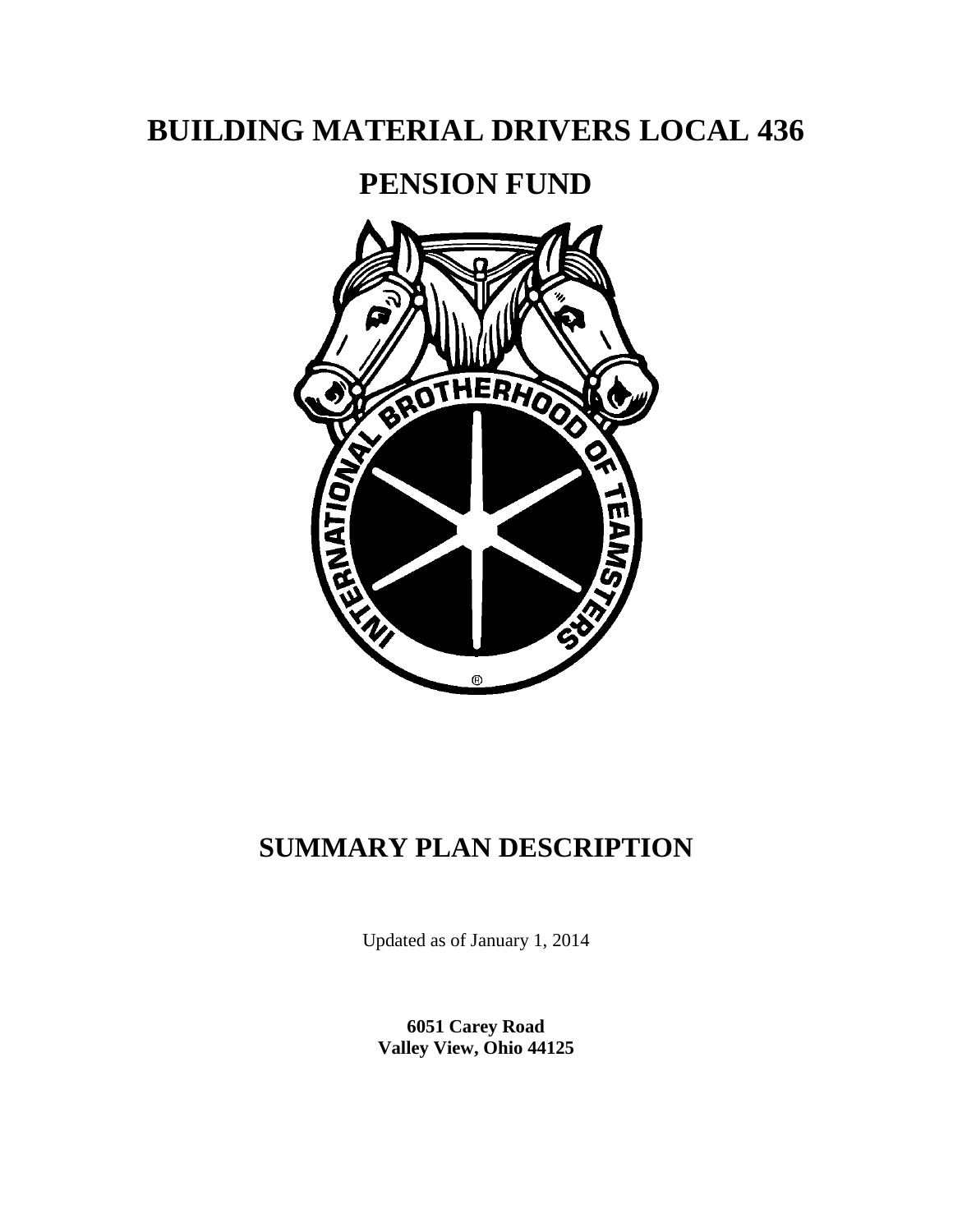# BUILDING MATERIAL DRIVERS LOCAL 436

# PENSION FUND

# SUMMARY PLAN DESCRIPTION

Updated as of January 1, 2014

**6051 Carey Road**
**Valley View, Ohio 44125**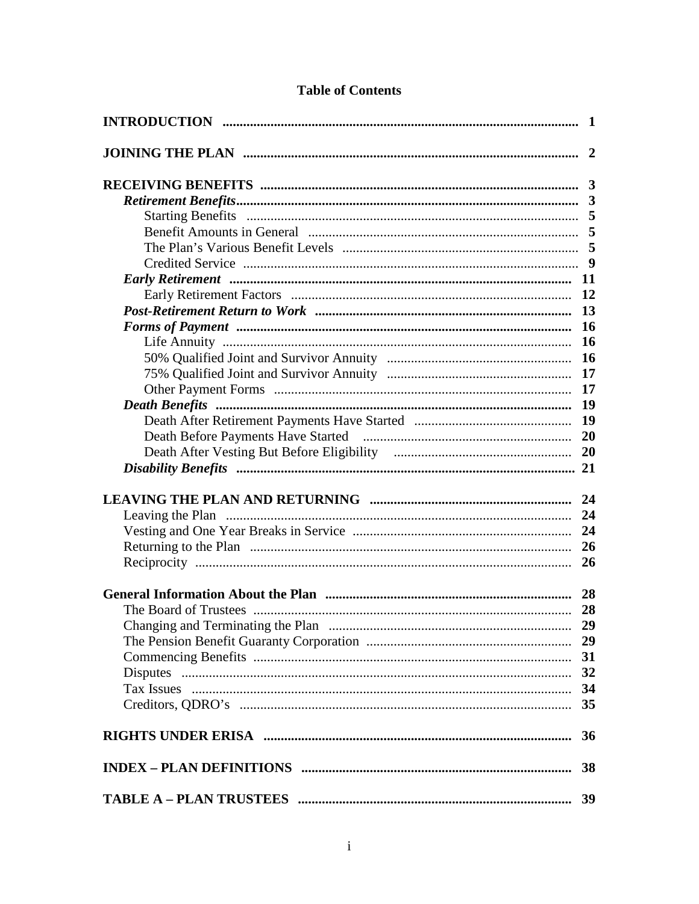# Table of Contents

| | |
|---|---|
| **INTRODUCTION** | **1** |
| **JOINING THE PLAN** | **2** |
| **RECEIVING BENEFITS** | **3** |
| ***Retirement Benefits*** | **3** |
| Starting Benefits | **5** |
| Benefit Amounts in General | **5** |
| The Plan's Various Benefit Levels | **5** |
| Credited Service | **9** |
| ***Early Retirement*** | **11** |
| Early Retirement Factors | **12** |
| ***Post-Retirement Return to Work*** | **13** |
| ***Forms of Payment*** | **16** |
| Life Annuity | **16** |
| 50% Qualified Joint and Survivor Annuity | **16** |
| 75% Qualified Joint and Survivor Annuity | **17** |
| Other Payment Forms | **17** |
| ***Death Benefits*** | **19** |
| Death After Retirement Payments Have Started | **19** |
| Death Before Payments Have Started | **20** |
| Death After Vesting But Before Eligibility | **20** |
| ***Disability Benefits*** | **21** |
| **LEAVING THE PLAN AND RETURNING** | **24** |
| Leaving the Plan | **24** |
| Vesting and One Year Breaks in Service | **24** |
| Returning to the Plan | **26** |
| Reciprocity | **26** |
| **General Information About the Plan** | **28** |
| The Board of Trustees | **28** |
| Changing and Terminating the Plan | **29** |
| The Pension Benefit Guaranty Corporation | **29** |
| Commencing Benefits | **31** |
| Disputes | **32** |
| Tax Issues | **34** |
| Creditors, QDRO's | **35** |
| **RIGHTS UNDER ERISA** | **36** |
| **INDEX – PLAN DEFINITIONS** | **38** |
| **TABLE A – PLAN TRUSTEES** | **39** |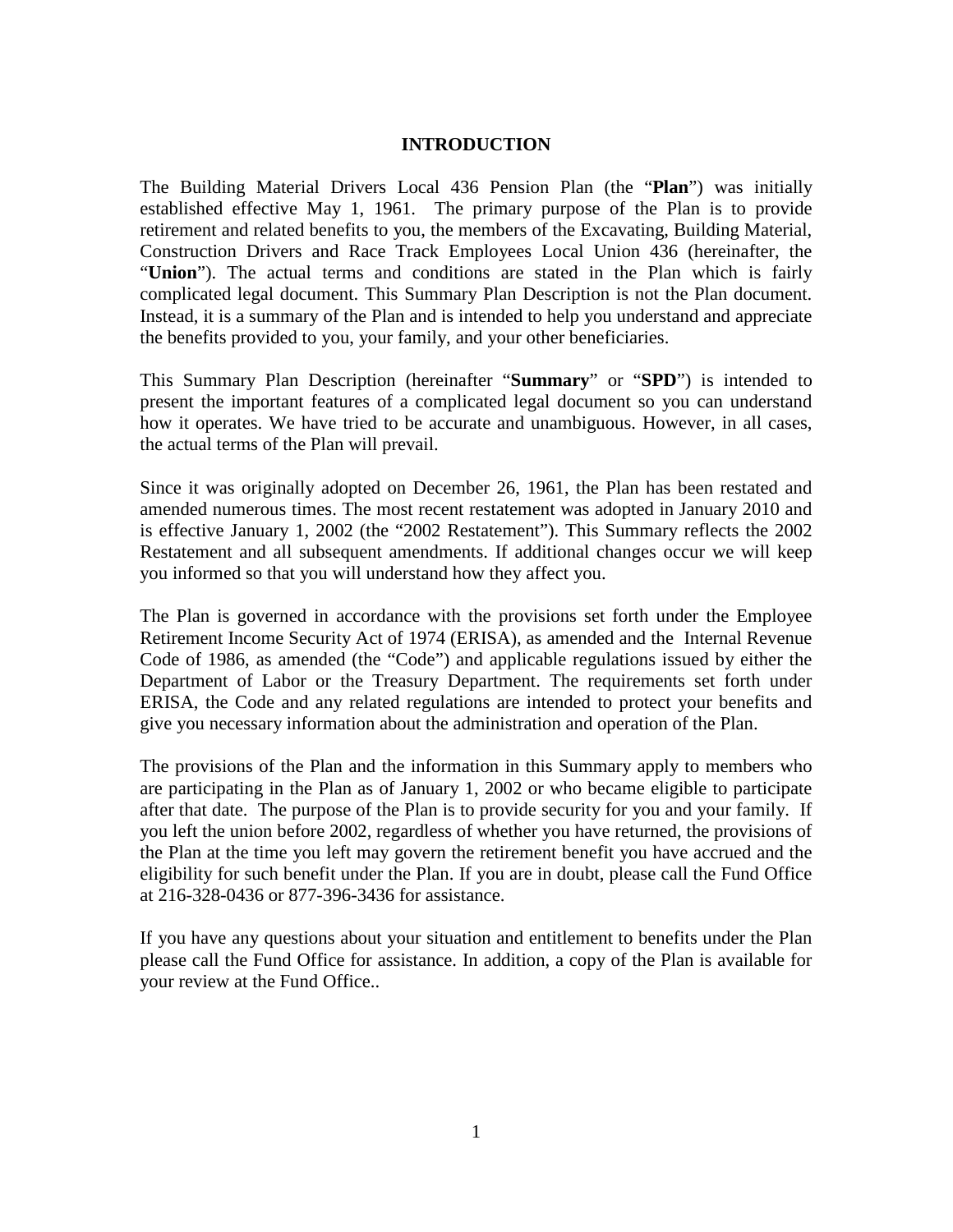# INTRODUCTION

The Building Material Drivers Local 436 Pension Plan (the "**Plan**") was initially established effective May 1, 1961. The primary purpose of the Plan is to provide retirement and related benefits to you, the members of the Excavating, Building Material, Construction Drivers and Race Track Employees Local Union 436 (hereinafter, the "**Union**"). The actual terms and conditions are stated in the Plan which is fairly complicated legal document. This Summary Plan Description is not the Plan document. Instead, it is a summary of the Plan and is intended to help you understand and appreciate the benefits provided to you, your family, and your other beneficiaries.

This Summary Plan Description (hereinafter "**Summary**" or "**SPD**") is intended to present the important features of a complicated legal document so you can understand how it operates. We have tried to be accurate and unambiguous. However, in all cases, the actual terms of the Plan will prevail.

Since it was originally adopted on December 26, 1961, the Plan has been restated and amended numerous times. The most recent restatement was adopted in January 2010 and is effective January 1, 2002 (the "2002 Restatement"). This Summary reflects the 2002 Restatement and all subsequent amendments. If additional changes occur we will keep you informed so that you will understand how they affect you.

The Plan is governed in accordance with the provisions set forth under the Employee Retirement Income Security Act of 1974 (ERISA), as amended and the Internal Revenue Code of 1986, as amended (the "Code") and applicable regulations issued by either the Department of Labor or the Treasury Department. The requirements set forth under ERISA, the Code and any related regulations are intended to protect your benefits and give you necessary information about the administration and operation of the Plan.

The provisions of the Plan and the information in this Summary apply to members who are participating in the Plan as of January 1, 2002 or who became eligible to participate after that date. The purpose of the Plan is to provide security for you and your family. If you left the union before 2002, regardless of whether you have returned, the provisions of the Plan at the time you left may govern the retirement benefit you have accrued and the eligibility for such benefit under the Plan. If you are in doubt, please call the Fund Office at 216-328-0436 or 877-396-3436 for assistance.

If you have any questions about your situation and entitlement to benefits under the Plan please call the Fund Office for assistance. In addition, a copy of the Plan is available for your review at the Fund Office..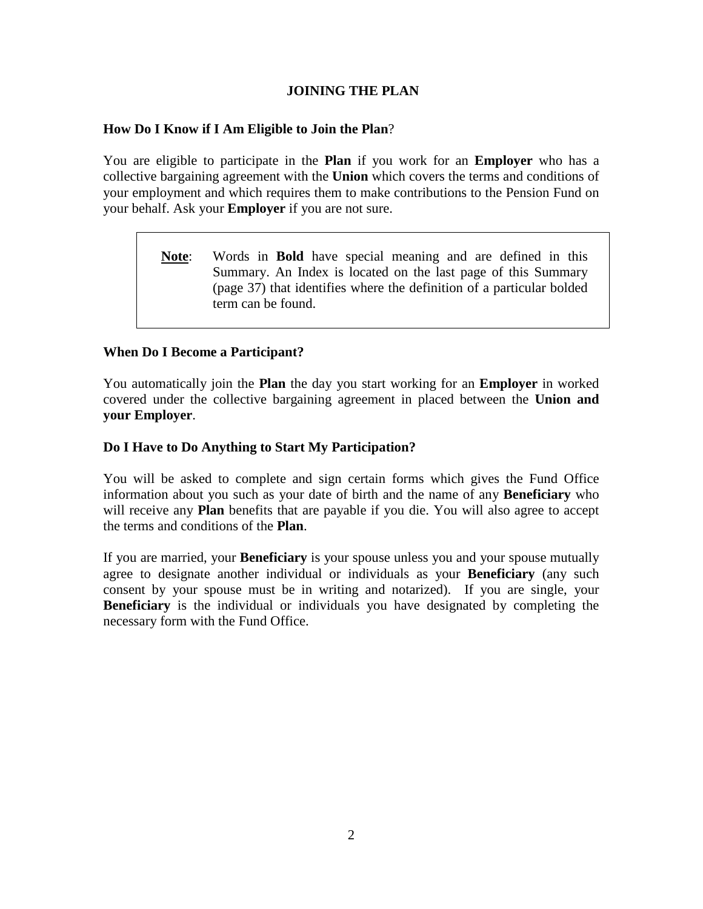## JOINING THE PLAN

### How Do I Know if I Am Eligible to Join the Plan?

You are eligible to participate in the **Plan** if you work for an **Employer** who has a collective bargaining agreement with the **Union** which covers the terms and conditions of your employment and which requires them to make contributions to the Pension Fund on your behalf. Ask your **Employer** if you are not sure.

> **<u>Note</u>**: Words in **Bold** have special meaning and are defined in this Summary. An Index is located on the last page of this Summary (page 37) that identifies where the definition of a particular bolded term can be found.

### When Do I Become a Participant?

You automatically join the **Plan** the day you start working for an **Employer** in worked covered under the collective bargaining agreement in placed between the **Union and your Employer**.

### Do I Have to Do Anything to Start My Participation?

You will be asked to complete and sign certain forms which gives the Fund Office information about you such as your date of birth and the name of any **Beneficiary** who will receive any **Plan** benefits that are payable if you die. You will also agree to accept the terms and conditions of the **Plan**.

If you are married, your **Beneficiary** is your spouse unless you and your spouse mutually agree to designate another individual or individuals as your **Beneficiary** (any such consent by your spouse must be in writing and notarized). If you are single, your **Beneficiary** is the individual or individuals you have designated by completing the necessary form with the Fund Office.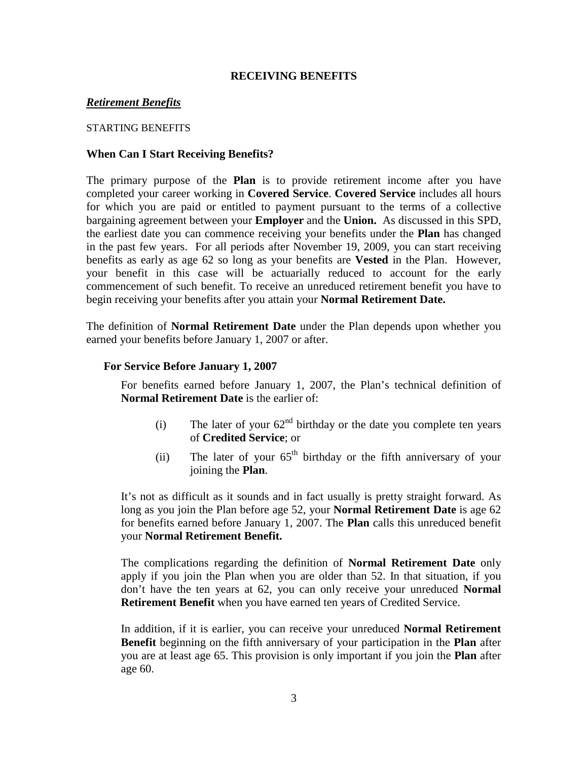## RECEIVING BENEFITS

### ***Retirement Benefits***

STARTING BENEFITS

#### When Can I Start Receiving Benefits?

The primary purpose of the **Plan** is to provide retirement income after you have completed your career working in **Covered Service**. **Covered Service** includes all hours for which you are paid or entitled to payment pursuant to the terms of a collective bargaining agreement between your **Employer** and the **Union.** As discussed in this SPD, the earliest date you can commence receiving your benefits under the **Plan** has changed in the past few years. For all periods after November 19, 2009, you can start receiving benefits as early as age 62 so long as your benefits are **Vested** in the Plan. However, your benefit in this case will be actuarially reduced to account for the early commencement of such benefit. To receive an unreduced retirement benefit you have to begin receiving your benefits after you attain your **Normal Retirement Date.**

The definition of **Normal Retirement Date** under the Plan depends upon whether you earned your benefits before January 1, 2007 or after.

**For Service Before January 1, 2007**

For benefits earned before January 1, 2007, the Plan's technical definition of **Normal Retirement Date** is the earlier of:

(i) The later of your 62nd birthday or the date you complete ten years of **Credited Service**; or

(ii) The later of your 65th birthday or the fifth anniversary of your joining the **Plan**.

It's not as difficult as it sounds and in fact usually is pretty straight forward. As long as you join the Plan before age 52, your **Normal Retirement Date** is age 62 for benefits earned before January 1, 2007. The **Plan** calls this unreduced benefit your **Normal Retirement Benefit.**

The complications regarding the definition of **Normal Retirement Date** only apply if you join the Plan when you are older than 52. In that situation, if you don't have the ten years at 62, you can only receive your unreduced **Normal Retirement Benefit** when you have earned ten years of Credited Service.

In addition, if it is earlier, you can receive your unreduced **Normal Retirement Benefit** beginning on the fifth anniversary of your participation in the **Plan** after you are at least age 65. This provision is only important if you join the **Plan** after age 60.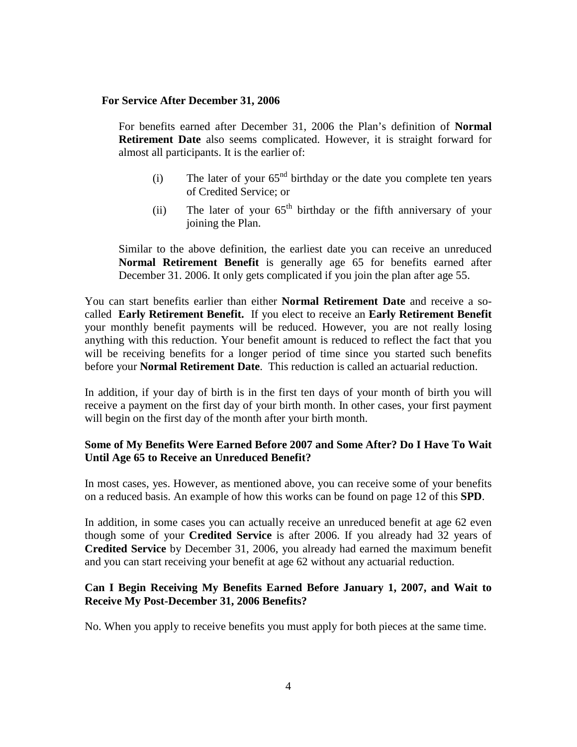### For Service After December 31, 2006

For benefits earned after December 31, 2006 the Plan's definition of **Normal Retirement Date** also seems complicated. However, it is straight forward for almost all participants. It is the earlier of:

(i) The later of your 65[nd] birthday or the date you complete ten years of Credited Service; or

(ii) The later of your 65[th] birthday or the fifth anniversary of your joining the Plan.

Similar to the above definition, the earliest date you can receive an unreduced **Normal Retirement Benefit** is generally age 65 for benefits earned after December 31. 2006. It only gets complicated if you join the plan after age 55.

You can start benefits earlier than either **Normal Retirement Date** and receive a so-called **Early Retirement Benefit.** If you elect to receive an **Early Retirement Benefit** your monthly benefit payments will be reduced. However, you are not really losing anything with this reduction. Your benefit amount is reduced to reflect the fact that you will be receiving benefits for a longer period of time since you started such benefits before your **Normal Retirement Date**. This reduction is called an actuarial reduction.

In addition, if your day of birth is in the first ten days of your month of birth you will receive a payment on the first day of your birth month. In other cases, your first payment will begin on the first day of the month after your birth month.

### Some of My Benefits Were Earned Before 2007 and Some After? Do I Have To Wait Until Age 65 to Receive an Unreduced Benefit?

In most cases, yes. However, as mentioned above, you can receive some of your benefits on a reduced basis. An example of how this works can be found on page 12 of this **SPD**.

In addition, in some cases you can actually receive an unreduced benefit at age 62 even though some of your **Credited Service** is after 2006. If you already had 32 years of **Credited Service** by December 31, 2006, you already had earned the maximum benefit and you can start receiving your benefit at age 62 without any actuarial reduction.

### Can I Begin Receiving My Benefits Earned Before January 1, 2007, and Wait to Receive My Post-December 31, 2006 Benefits?

No. When you apply to receive benefits you must apply for both pieces at the same time.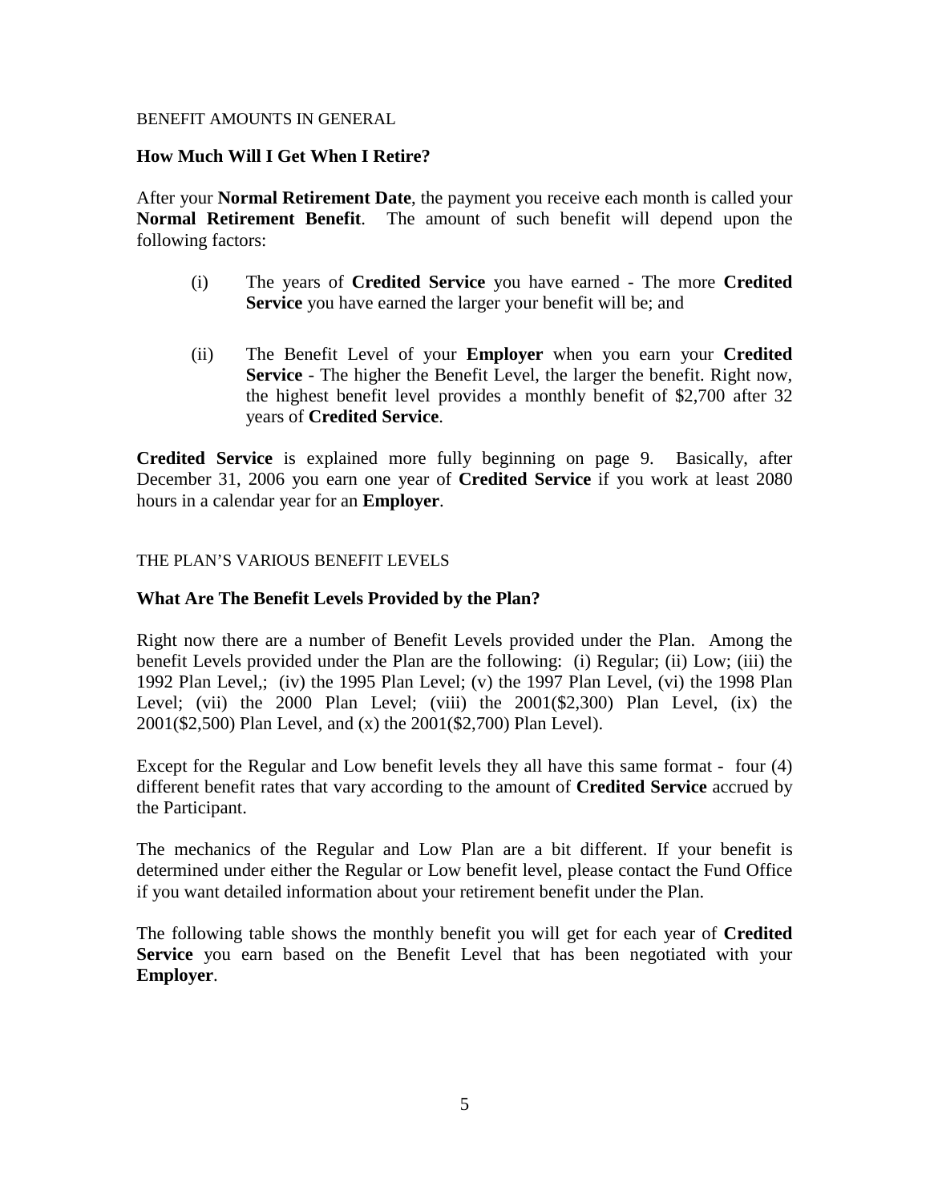BENEFIT AMOUNTS IN GENERAL

### How Much Will I Get When I Retire?

After your **Normal Retirement Date**, the payment you receive each month is called your **Normal Retirement Benefit**. The amount of such benefit will depend upon the following factors:

(i) The years of **Credited Service** you have earned - The more **Credited Service** you have earned the larger your benefit will be; and

(ii) The Benefit Level of your **Employer** when you earn your **Credited Service** - The higher the Benefit Level, the larger the benefit. Right now, the highest benefit level provides a monthly benefit of $2,700 after 32 years of **Credited Service**.

**Credited Service** is explained more fully beginning on page 9. Basically, after December 31, 2006 you earn one year of **Credited Service** if you work at least 2080 hours in a calendar year for an **Employer**.

THE PLAN'S VARIOUS BENEFIT LEVELS

### What Are The Benefit Levels Provided by the Plan?

Right now there are a number of Benefit Levels provided under the Plan. Among the benefit Levels provided under the Plan are the following: (i) Regular; (ii) Low; (iii) the 1992 Plan Level,; (iv) the 1995 Plan Level; (v) the 1997 Plan Level, (vi) the 1998 Plan Level; (vii) the 2000 Plan Level; (viii) the 2001($2,300) Plan Level, (ix) the 2001($2,500) Plan Level, and (x) the 2001($2,700) Plan Level).

Except for the Regular and Low benefit levels they all have this same format - four (4) different benefit rates that vary according to the amount of **Credited Service** accrued by the Participant.

The mechanics of the Regular and Low Plan are a bit different. If your benefit is determined under either the Regular or Low benefit level, please contact the Fund Office if you want detailed information about your retirement benefit under the Plan.

The following table shows the monthly benefit you will get for each year of **Credited Service** you earn based on the Benefit Level that has been negotiated with your **Employer**.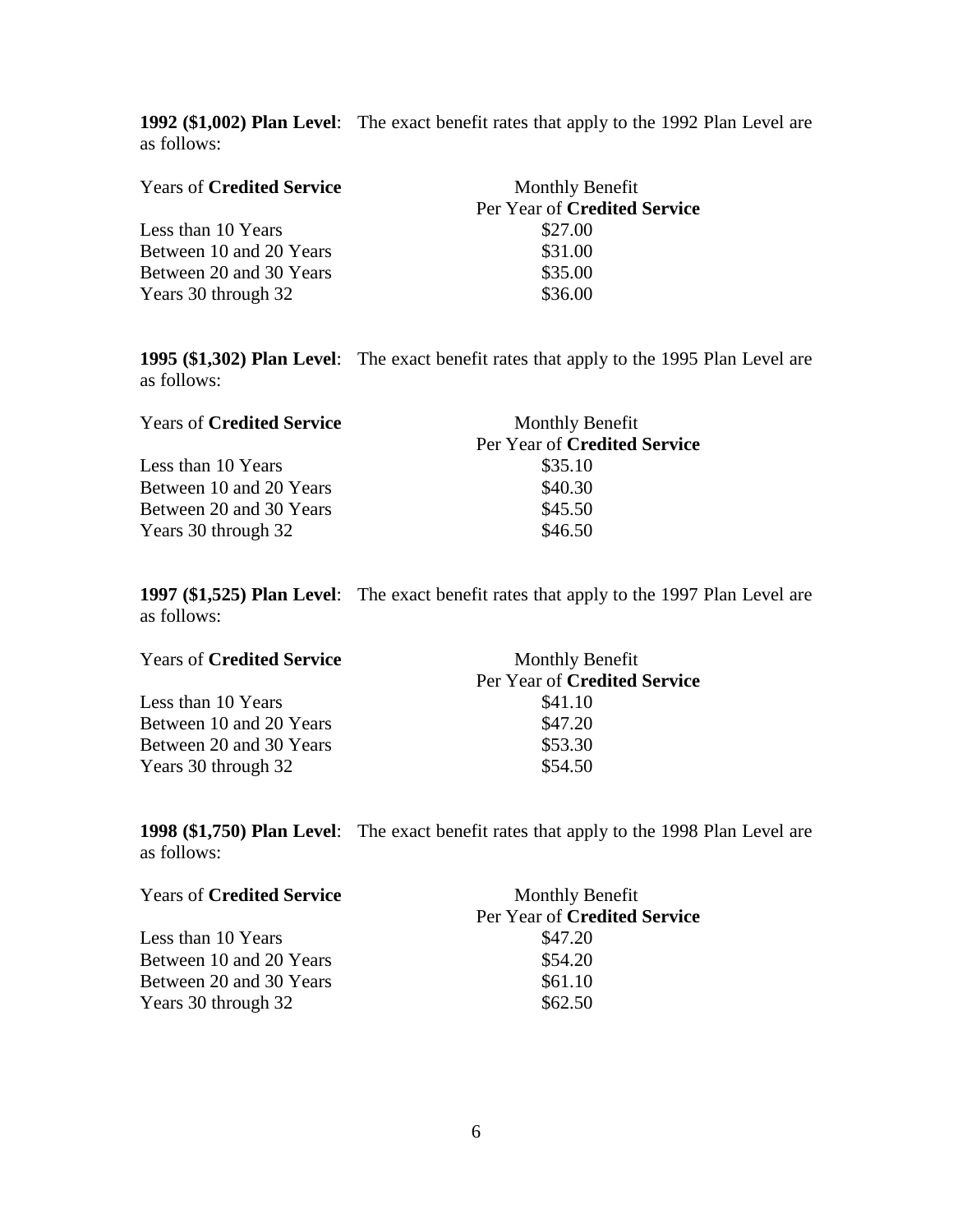**1992 ($1,002) Plan Level**: The exact benefit rates that apply to the 1992 Plan Level are as follows:

| Years of **Credited Service** | Monthly Benefit Per Year of **Credited Service** |
|---|---|
| Less than 10 Years | $27.00 |
| Between 10 and 20 Years | $31.00 |
| Between 20 and 30 Years | $35.00 |
| Years 30 through 32 | $36.00 |

**1995 ($1,302) Plan Level**: The exact benefit rates that apply to the 1995 Plan Level are as follows:

| Years of **Credited Service** | Monthly Benefit Per Year of **Credited Service** |
|---|---|
| Less than 10 Years | $35.10 |
| Between 10 and 20 Years | $40.30 |
| Between 20 and 30 Years | $45.50 |
| Years 30 through 32 | $46.50 |

**1997 ($1,525) Plan Level**: The exact benefit rates that apply to the 1997 Plan Level are as follows:

| Years of **Credited Service** | Monthly Benefit Per Year of **Credited Service** |
|---|---|
| Less than 10 Years | $41.10 |
| Between 10 and 20 Years | $47.20 |
| Between 20 and 30 Years | $53.30 |
| Years 30 through 32 | $54.50 |

**1998 ($1,750) Plan Level**: The exact benefit rates that apply to the 1998 Plan Level are as follows:

| Years of **Credited Service** | Monthly Benefit Per Year of **Credited Service** |
|---|---|
| Less than 10 Years | $47.20 |
| Between 10 and 20 Years | $54.20 |
| Between 20 and 30 Years | $61.10 |
| Years 30 through 32 | $62.50 |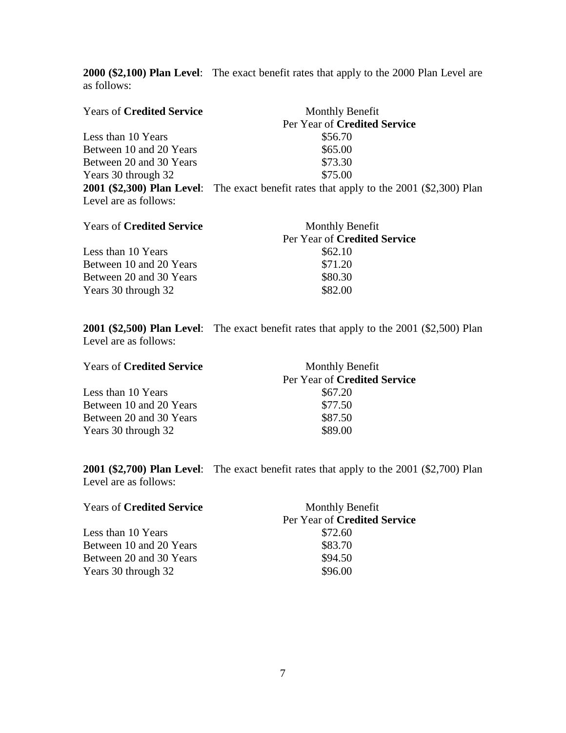**2000 ($2,100) Plan Level**: The exact benefit rates that apply to the 2000 Plan Level are as follows:

| Years of **Credited Service** | Monthly Benefit Per Year of **Credited Service** |
|---|---|
| Less than 10 Years | $56.70 |
| Between 10 and 20 Years | $65.00 |
| Between 20 and 30 Years | $73.30 |
| Years 30 through 32 | $75.00 |

**2001 ($2,300) Plan Level**: The exact benefit rates that apply to the 2001 ($2,300) Plan Level are as follows:

| Years of **Credited Service** | Monthly Benefit Per Year of **Credited Service** |
|---|---|
| Less than 10 Years | $62.10 |
| Between 10 and 20 Years | $71.20 |
| Between 20 and 30 Years | $80.30 |
| Years 30 through 32 | $82.00 |

**2001 ($2,500) Plan Level**: The exact benefit rates that apply to the 2001 ($2,500) Plan Level are as follows:

| Years of **Credited Service** | Monthly Benefit Per Year of **Credited Service** |
|---|---|
| Less than 10 Years | $67.20 |
| Between 10 and 20 Years | $77.50 |
| Between 20 and 30 Years | $87.50 |
| Years 30 through 32 | $89.00 |

**2001 ($2,700) Plan Level**: The exact benefit rates that apply to the 2001 ($2,700) Plan Level are as follows:

| Years of **Credited Service** | Monthly Benefit Per Year of **Credited Service** |
|---|---|
| Less than 10 Years | $72.60 |
| Between 10 and 20 Years | $83.70 |
| Between 20 and 30 Years | $94.50 |
| Years 30 through 32 | $96.00 |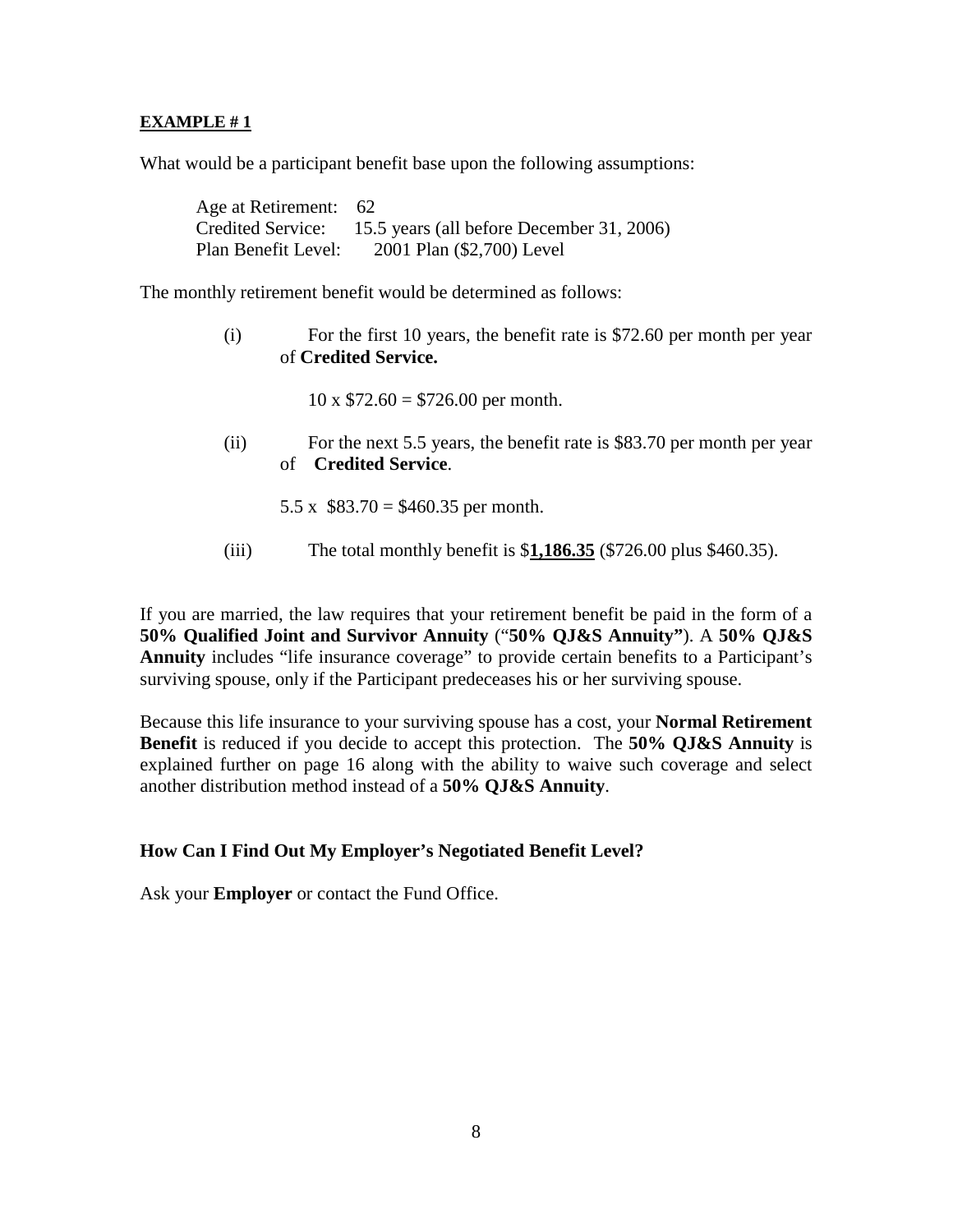**<u>EXAMPLE # 1</u>**

What would be a participant benefit base upon the following assumptions:

Age at Retirement: 62
Credited Service: 15.5 years (all before December 31, 2006)
Plan Benefit Level: 2001 Plan ($2,700) Level

The monthly retirement benefit would be determined as follows:

(i) For the first 10 years, the benefit rate is $72.60 per month per year of **Credited Service.**

10 x $72.60 = $726.00 per month.

(ii) For the next 5.5 years, the benefit rate is $83.70 per month per year of **Credited Service**.

5.5 x $83.70 = $460.35 per month.

(iii) The total monthly benefit is $**<u>1,186.35</u>** ($726.00 plus $460.35).

If you are married, the law requires that your retirement benefit be paid in the form of a **50% Qualified Joint and Survivor Annuity** ("**50% QJ&S Annuity"**). A **50% QJ&S Annuity** includes "life insurance coverage" to provide certain benefits to a Participant's surviving spouse, only if the Participant predeceases his or her surviving spouse.

Because this life insurance to your surviving spouse has a cost, your **Normal Retirement Benefit** is reduced if you decide to accept this protection. The **50% QJ&S Annuity** is explained further on page 16 along with the ability to waive such coverage and select another distribution method instead of a **50% QJ&S Annuity**.

**How Can I Find Out My Employer's Negotiated Benefit Level?**

Ask your **Employer** or contact the Fund Office.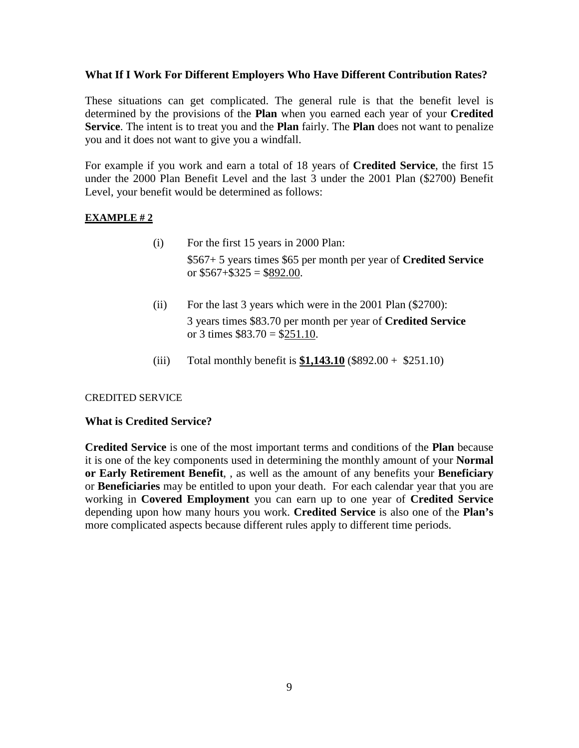### What If I Work For Different Employers Who Have Different Contribution Rates?

These situations can get complicated. The general rule is that the benefit level is determined by the provisions of the **Plan** when you earned each year of your **Credited Service**. The intent is to treat you and the **Plan** fairly. The **Plan** does not want to penalize you and it does not want to give you a windfall.

For example if you work and earn a total of 18 years of **Credited Service**, the first 15 under the 2000 Plan Benefit Level and the last 3 under the 2001 Plan ($2700) Benefit Level, your benefit would be determined as follows:

**EXAMPLE # 2**

(i) For the first 15 years in 2000 Plan:
$567+ 5 years times $65 per month per year of **Credited Service** or $567+$325 = $892.00.

(ii) For the last 3 years which were in the 2001 Plan ($2700):
3 years times $83.70 per month per year of **Credited Service** or 3 times $83.70 = $251.10.

(iii) Total monthly benefit is **$1,143.10** ($892.00 + $251.10)

CREDITED SERVICE

### What is Credited Service?

**Credited Service** is one of the most important terms and conditions of the **Plan** because it is one of the key components used in determining the monthly amount of your **Normal or Early Retirement Benefit**, , as well as the amount of any benefits your **Beneficiary** or **Beneficiaries** may be entitled to upon your death. For each calendar year that you are working in **Covered Employment** you can earn up to one year of **Credited Service** depending upon how many hours you work. **Credited Service** is also one of the **Plan's** more complicated aspects because different rules apply to different time periods.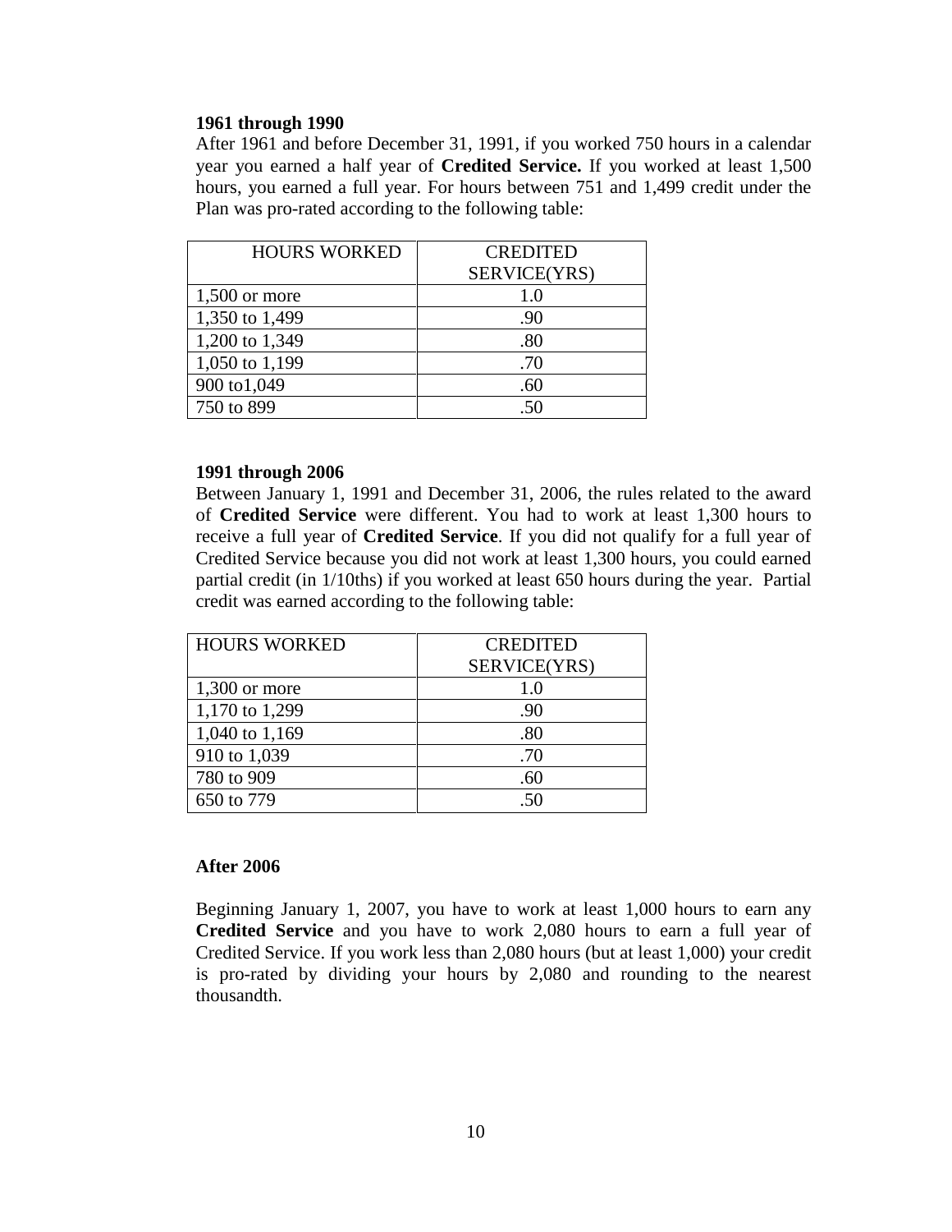**1961 through 1990**

After 1961 and before December 31, 1991, if you worked 750 hours in a calendar year you earned a half year of **Credited Service.** If you worked at least 1,500 hours, you earned a full year. For hours between 751 and 1,499 credit under the Plan was pro-rated according to the following table:

| HOURS WORKED | CREDITED SERVICE(YRS) |
|---|---|
| 1,500 or more | 1.0 |
| 1,350 to 1,499 | .90 |
| 1,200 to 1,349 | .80 |
| 1,050 to 1,199 | .70 |
| 900 to1,049 | .60 |
| 750 to 899 | .50 |

**1991 through 2006**

Between January 1, 1991 and December 31, 2006, the rules related to the award of **Credited Service** were different. You had to work at least 1,300 hours to receive a full year of **Credited Service**. If you did not qualify for a full year of Credited Service because you did not work at least 1,300 hours, you could earned partial credit (in 1/10ths) if you worked at least 650 hours during the year. Partial credit was earned according to the following table:

| HOURS WORKED | CREDITED SERVICE(YRS) |
|---|---|
| 1,300 or more | 1.0 |
| 1,170 to 1,299 | .90 |
| 1,040 to 1,169 | .80 |
| 910 to 1,039 | .70 |
| 780 to 909 | .60 |
| 650 to 779 | .50 |

**After 2006**

Beginning January 1, 2007, you have to work at least 1,000 hours to earn any **Credited Service** and you have to work 2,080 hours to earn a full year of Credited Service. If you work less than 2,080 hours (but at least 1,000) your credit is pro-rated by dividing your hours by 2,080 and rounding to the nearest thousandth.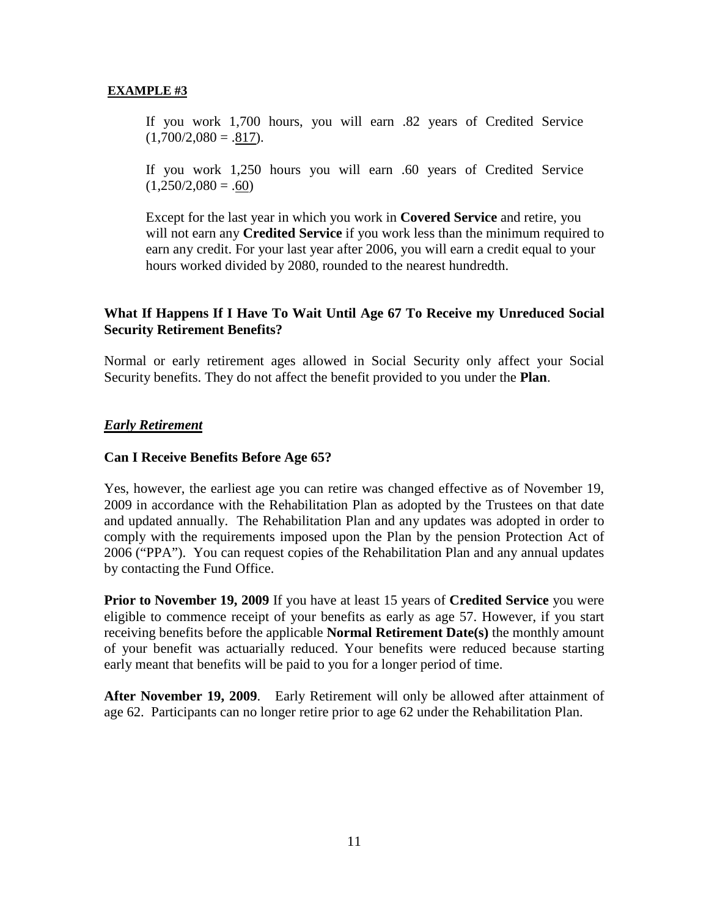**EXAMPLE #3**

If you work 1,700 hours, you will earn .82 years of Credited Service (1,700/2,080 = .817).

If you work 1,250 hours you will earn .60 years of Credited Service (1,250/2,080 = .60)

Except for the last year in which you work in **Covered Service** and retire, you will not earn any **Credited Service** if you work less than the minimum required to earn any credit. For your last year after 2006, you will earn a credit equal to your hours worked divided by 2080, rounded to the nearest hundredth.

### What If Happens If I Have To Wait Until Age 67 To Receive my Unreduced Social Security Retirement Benefits?

Normal or early retirement ages allowed in Social Security only affect your Social Security benefits. They do not affect the benefit provided to you under the **Plan**.

## ***Early Retirement***

### Can I Receive Benefits Before Age 65?

Yes, however, the earliest age you can retire was changed effective as of November 19, 2009 in accordance with the Rehabilitation Plan as adopted by the Trustees on that date and updated annually. The Rehabilitation Plan and any updates was adopted in order to comply with the requirements imposed upon the Plan by the pension Protection Act of 2006 ("PPA"). You can request copies of the Rehabilitation Plan and any annual updates by contacting the Fund Office.

**Prior to November 19, 2009** If you have at least 15 years of **Credited Service** you were eligible to commence receipt of your benefits as early as age 57. However, if you start receiving benefits before the applicable **Normal Retirement Date(s)** the monthly amount of your benefit was actuarially reduced. Your benefits were reduced because starting early meant that benefits will be paid to you for a longer period of time.

**After November 19, 2009**. Early Retirement will only be allowed after attainment of age 62. Participants can no longer retire prior to age 62 under the Rehabilitation Plan.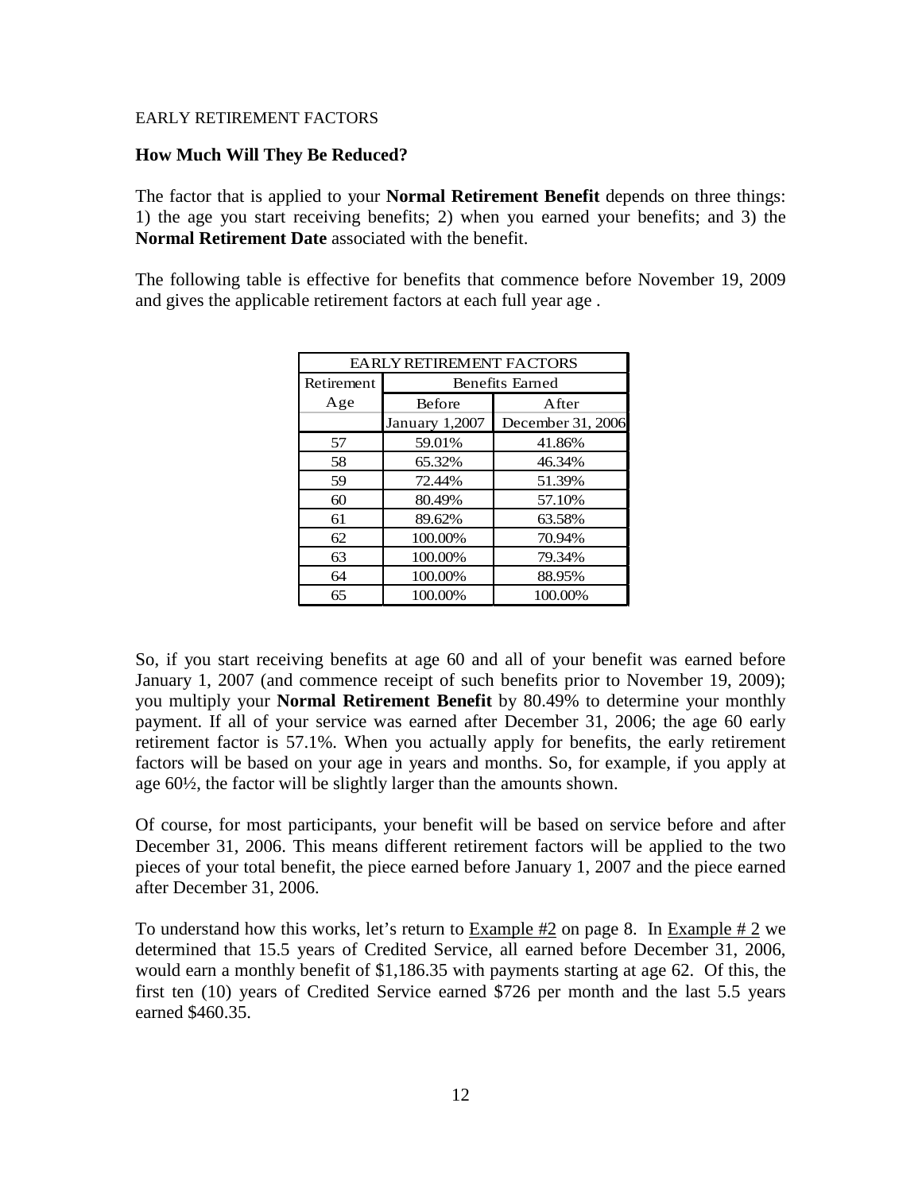EARLY RETIREMENT FACTORS

**How Much Will They Be Reduced?**

The factor that is applied to your **Normal Retirement Benefit** depends on three things: 1) the age you start receiving benefits; 2) when you earned your benefits; and 3) the **Normal Retirement Date** associated with the benefit.

The following table is effective for benefits that commence before November 19, 2009 and gives the applicable retirement factors at each full year age .

| EARLY RETIREMENT FACTORS | | |
|---|---|---|
| Retirement | Benefits Earned | |
| Age | Before | After |
| | January 1,2007 | December 31, 2006 |
| 57 | 59.01% | 41.86% |
| 58 | 65.32% | 46.34% |
| 59 | 72.44% | 51.39% |
| 60 | 80.49% | 57.10% |
| 61 | 89.62% | 63.58% |
| 62 | 100.00% | 70.94% |
| 63 | 100.00% | 79.34% |
| 64 | 100.00% | 88.95% |
| 65 | 100.00% | 100.00% |

So, if you start receiving benefits at age 60 and all of your benefit was earned before January 1, 2007 (and commence receipt of such benefits prior to November 19, 2009); you multiply your **Normal Retirement Benefit** by 80.49% to determine your monthly payment. If all of your service was earned after December 31, 2006; the age 60 early retirement factor is 57.1%. When you actually apply for benefits, the early retirement factors will be based on your age in years and months. So, for example, if you apply at age 60½, the factor will be slightly larger than the amounts shown.

Of course, for most participants, your benefit will be based on service before and after December 31, 2006. This means different retirement factors will be applied to the two pieces of your total benefit, the piece earned before January 1, 2007 and the piece earned after December 31, 2006.

To understand how this works, let's return to Example #2 on page 8. In Example # 2 we determined that 15.5 years of Credited Service, all earned before December 31, 2006, would earn a monthly benefit of $1,186.35 with payments starting at age 62. Of this, the first ten (10) years of Credited Service earned $726 per month and the last 5.5 years earned $460.35.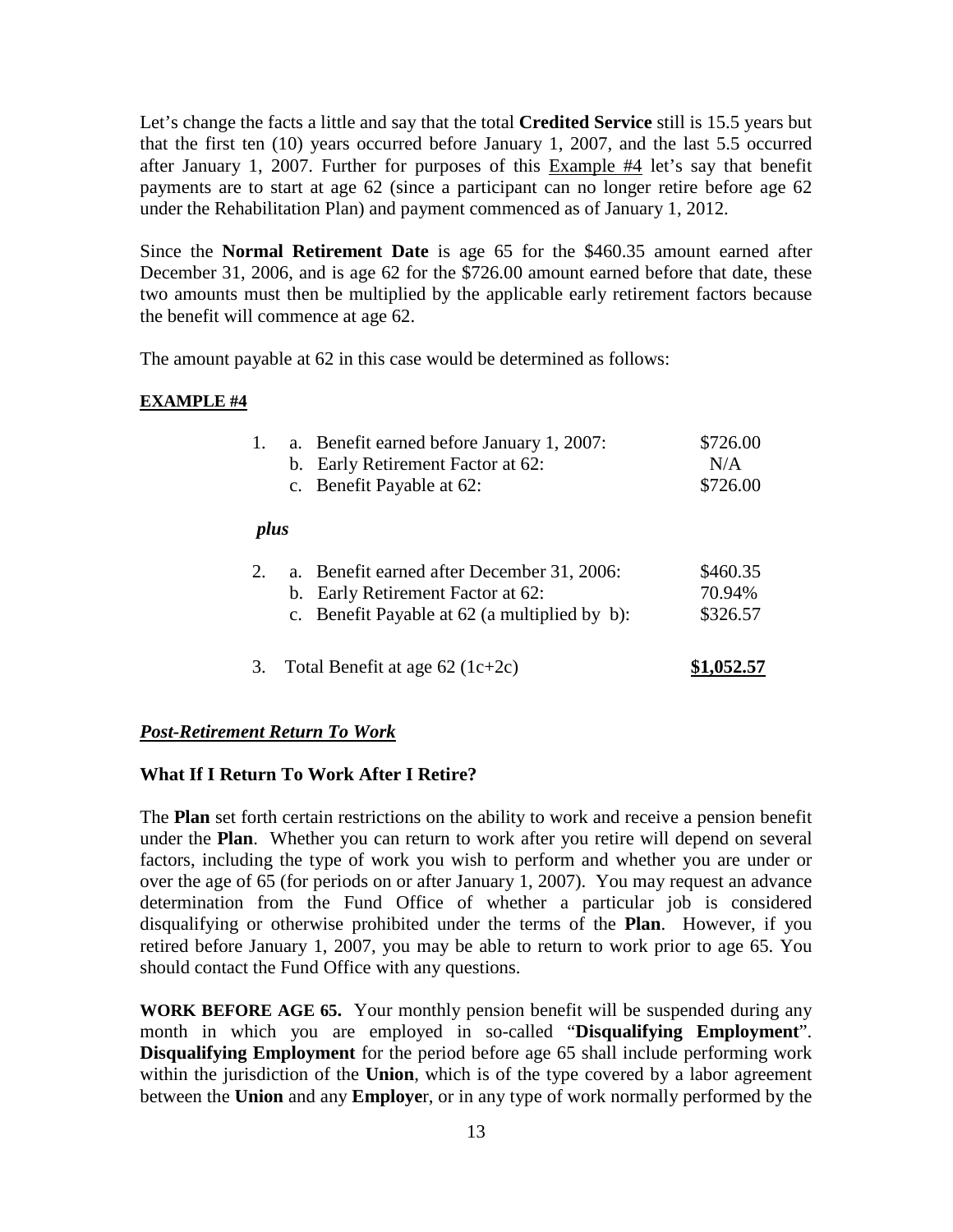Let's change the facts a little and say that the total **Credited Service** still is 15.5 years but that the first ten (10) years occurred before January 1, 2007, and the last 5.5 occurred after January 1, 2007. Further for purposes of this Example #4 let's say that benefit payments are to start at age 62 (since a participant can no longer retire before age 62 under the Rehabilitation Plan) and payment commenced as of January 1, 2012.

Since the **Normal Retirement Date** is age 65 for the $460.35 amount earned after December 31, 2006, and is age 62 for the $726.00 amount earned before that date, these two amounts must then be multiplied by the applicable early retirement factors because the benefit will commence at age 62.

The amount payable at 62 in this case would be determined as follows:

**EXAMPLE #4**

| | | |
|---|---|---|
| 1. | a. Benefit earned before January 1, 2007: | $726.00 |
| | b. Early Retirement Factor at 62: | N/A |
| | c. Benefit Payable at 62: | $726.00 |
| *plus* | | |
| 2. | a. Benefit earned after December 31, 2006: | $460.35 |
| | b. Early Retirement Factor at 62: | 70.94% |
| | c. Benefit Payable at 62 (a multiplied by b): | $326.57 |
| 3. | Total Benefit at age 62 (1c+2c) | **$1,052.57** |

### ***Post-Retirement Return To Work***

### What If I Return To Work After I Retire?

The **Plan** set forth certain restrictions on the ability to work and receive a pension benefit under the **Plan**. Whether you can return to work after you retire will depend on several factors, including the type of work you wish to perform and whether you are under or over the age of 65 (for periods on or after January 1, 2007). You may request an advance determination from the Fund Office of whether a particular job is considered disqualifying or otherwise prohibited under the terms of the **Plan**. However, if you retired before January 1, 2007, you may be able to return to work prior to age 65. You should contact the Fund Office with any questions.

**WORK BEFORE AGE 65.** Your monthly pension benefit will be suspended during any month in which you are employed in so-called "**Disqualifying Employment**". **Disqualifying Employment** for the period before age 65 shall include performing work within the jurisdiction of the **Union**, which is of the type covered by a labor agreement between the **Union** and any **Employe**r, or in any type of work normally performed by the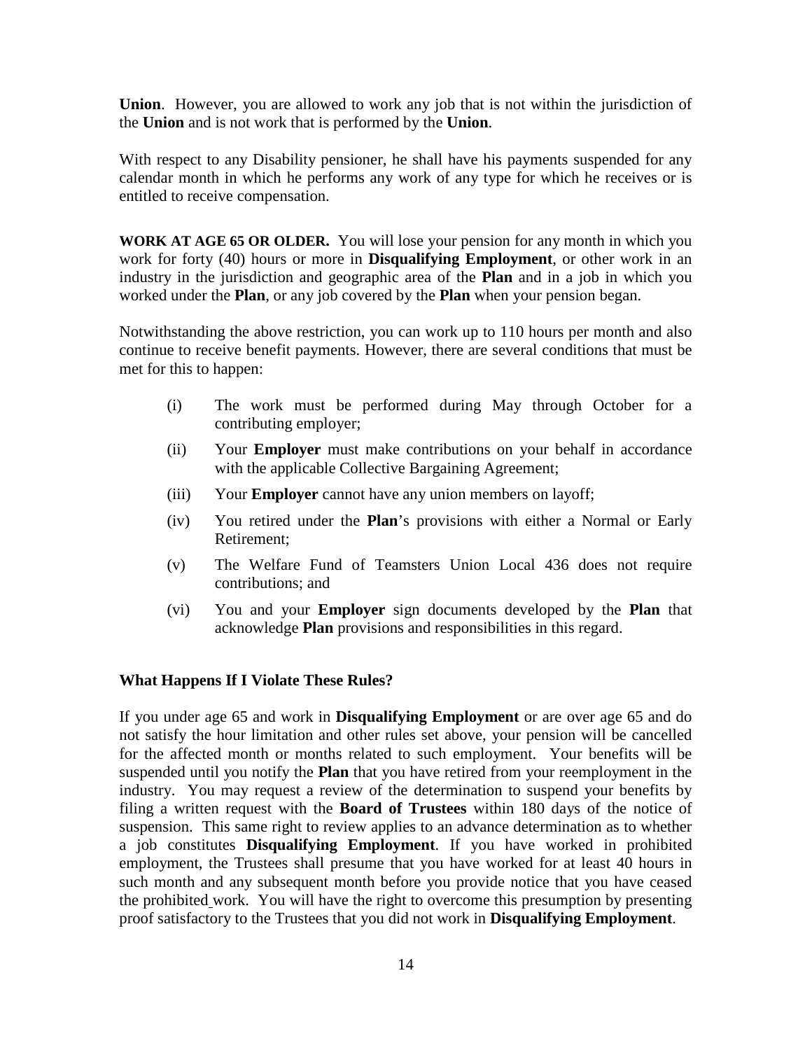**Union**. However, you are allowed to work any job that is not within the jurisdiction of the **Union** and is not work that is performed by the **Union**.

With respect to any Disability pensioner, he shall have his payments suspended for any calendar month in which he performs any work of any type for which he receives or is entitled to receive compensation.

**WORK AT AGE 65 OR OLDER.** You will lose your pension for any month in which you work for forty (40) hours or more in **Disqualifying Employment**, or other work in an industry in the jurisdiction and geographic area of the **Plan** and in a job in which you worked under the **Plan**, or any job covered by the **Plan** when your pension began.

Notwithstanding the above restriction, you can work up to 110 hours per month and also continue to receive benefit payments. However, there are several conditions that must be met for this to happen:

(i) The work must be performed during May through October for a contributing employer;

(ii) Your **Employer** must make contributions on your behalf in accordance with the applicable Collective Bargaining Agreement;

(iii) Your **Employer** cannot have any union members on layoff;

(iv) You retired under the **Plan**'s provisions with either a Normal or Early Retirement;

(v) The Welfare Fund of Teamsters Union Local 436 does not require contributions; and

(vi) You and your **Employer** sign documents developed by the **Plan** that acknowledge **Plan** provisions and responsibilities in this regard.

### What Happens If I Violate These Rules?

If you under age 65 and work in **Disqualifying Employment** or are over age 65 and do not satisfy the hour limitation and other rules set above, your pension will be cancelled for the affected month or months related to such employment. Your benefits will be suspended until you notify the **Plan** that you have retired from your reemployment in the industry. You may request a review of the determination to suspend your benefits by filing a written request with the **Board of Trustees** within 180 days of the notice of suspension. This same right to review applies to an advance determination as to whether a job constitutes **Disqualifying Employment**. If you have worked in prohibited employment, the Trustees shall presume that you have worked for at least 40 hours in such month and any subsequent month before you provide notice that you have ceased the prohibited work. You will have the right to overcome this presumption by presenting proof satisfactory to the Trustees that you did not work in **Disqualifying Employment**.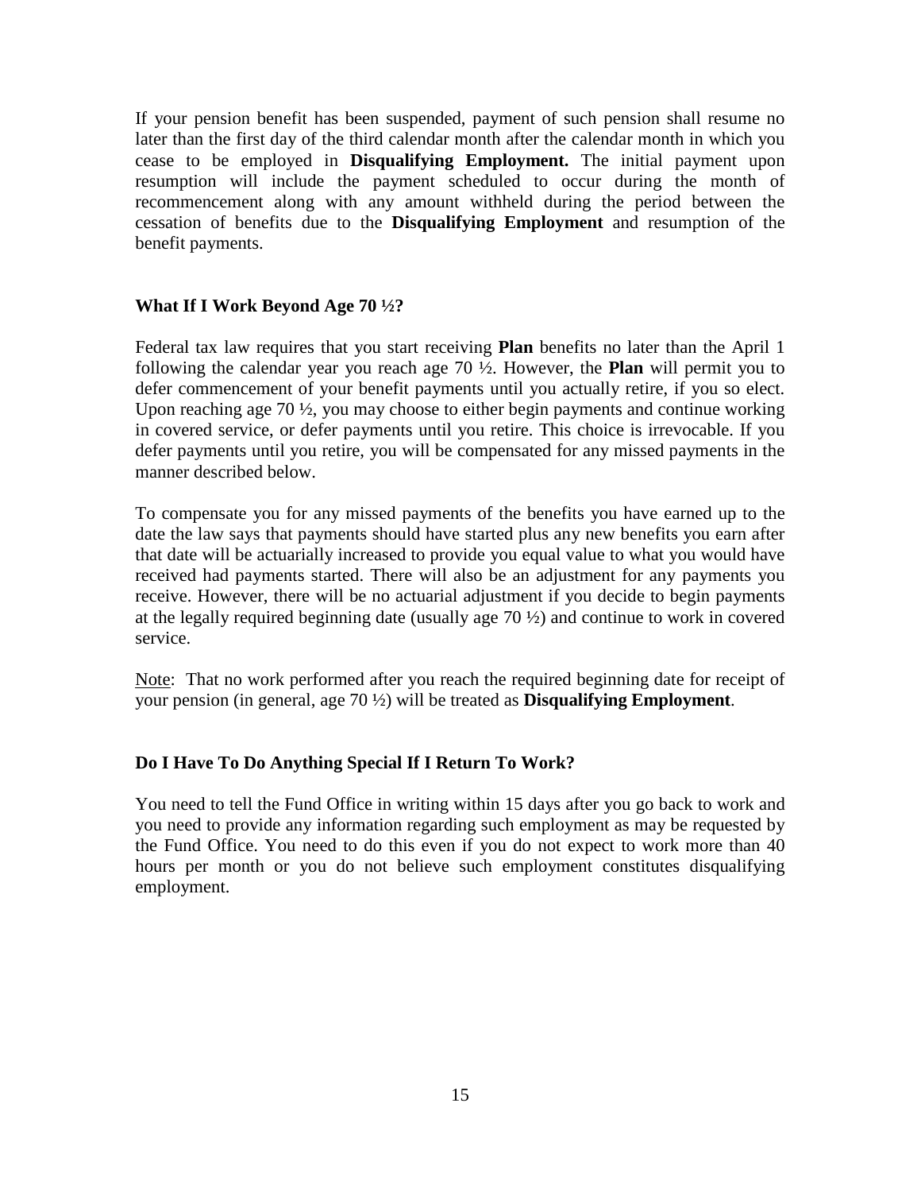If your pension benefit has been suspended, payment of such pension shall resume no later than the first day of the third calendar month after the calendar month in which you cease to be employed in **Disqualifying Employment.** The initial payment upon resumption will include the payment scheduled to occur during the month of recommencement along with any amount withheld during the period between the cessation of benefits due to the **Disqualifying Employment** and resumption of the benefit payments.

### What If I Work Beyond Age 70 ½?

Federal tax law requires that you start receiving **Plan** benefits no later than the April 1 following the calendar year you reach age 70 ½. However, the **Plan** will permit you to defer commencement of your benefit payments until you actually retire, if you so elect. Upon reaching age 70 ½, you may choose to either begin payments and continue working in covered service, or defer payments until you retire. This choice is irrevocable. If you defer payments until you retire, you will be compensated for any missed payments in the manner described below.

To compensate you for any missed payments of the benefits you have earned up to the date the law says that payments should have started plus any new benefits you earn after that date will be actuarially increased to provide you equal value to what you would have received had payments started. There will also be an adjustment for any payments you receive. However, there will be no actuarial adjustment if you decide to begin payments at the legally required beginning date (usually age 70 ½) and continue to work in covered service.

<u>Note</u>: That no work performed after you reach the required beginning date for receipt of your pension (in general, age 70 ½) will be treated as **Disqualifying Employment**.

### Do I Have To Do Anything Special If I Return To Work?

You need to tell the Fund Office in writing within 15 days after you go back to work and you need to provide any information regarding such employment as may be requested by the Fund Office. You need to do this even if you do not expect to work more than 40 hours per month or you do not believe such employment constitutes disqualifying employment.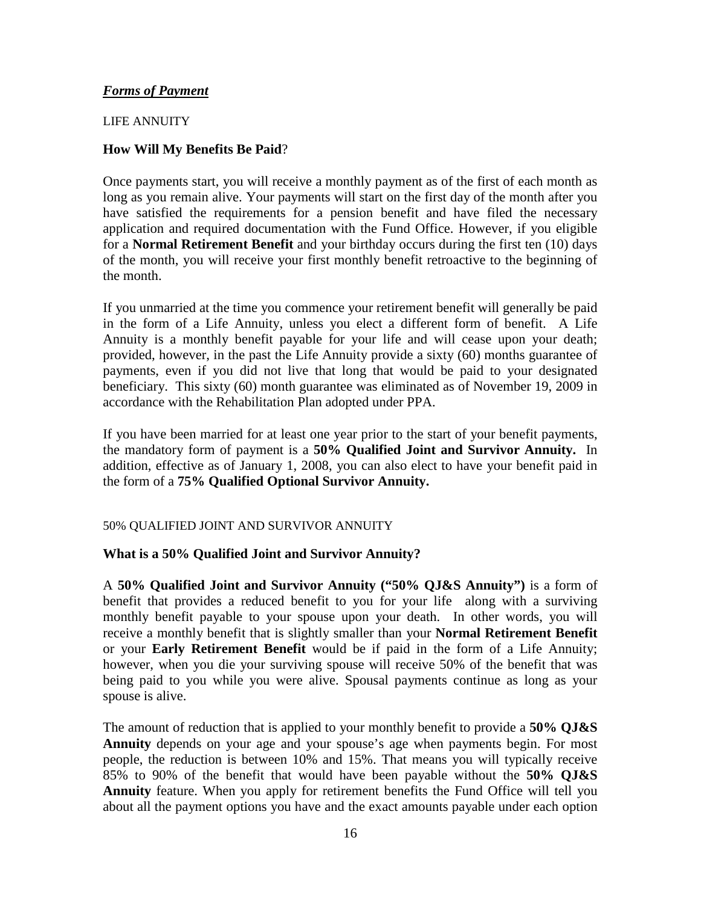## ***Forms of Payment***

LIFE ANNUITY

### **How Will My Benefits Be Paid**?

Once payments start, you will receive a monthly payment as of the first of each month as long as you remain alive. Your payments will start on the first day of the month after you have satisfied the requirements for a pension benefit and have filed the necessary application and required documentation with the Fund Office. However, if you eligible for a **Normal Retirement Benefit** and your birthday occurs during the first ten (10) days of the month, you will receive your first monthly benefit retroactive to the beginning of the month.

If you unmarried at the time you commence your retirement benefit will generally be paid in the form of a Life Annuity, unless you elect a different form of benefit. A Life Annuity is a monthly benefit payable for your life and will cease upon your death; provided, however, in the past the Life Annuity provide a sixty (60) months guarantee of payments, even if you did not live that long that would be paid to your designated beneficiary. This sixty (60) month guarantee was eliminated as of November 19, 2009 in accordance with the Rehabilitation Plan adopted under PPA.

If you have been married for at least one year prior to the start of your benefit payments, the mandatory form of payment is a **50% Qualified Joint and Survivor Annuity.** In addition, effective as of January 1, 2008, you can also elect to have your benefit paid in the form of a **75% Qualified Optional Survivor Annuity.**

50% QUALIFIED JOINT AND SURVIVOR ANNUITY

### **What is a 50% Qualified Joint and Survivor Annuity?**

A **50% Qualified Joint and Survivor Annuity ("50% QJ&S Annuity")** is a form of benefit that provides a reduced benefit to you for your life along with a surviving monthly benefit payable to your spouse upon your death. In other words, you will receive a monthly benefit that is slightly smaller than your **Normal Retirement Benefit** or your **Early Retirement Benefit** would be if paid in the form of a Life Annuity; however, when you die your surviving spouse will receive 50% of the benefit that was being paid to you while you were alive. Spousal payments continue as long as your spouse is alive.

The amount of reduction that is applied to your monthly benefit to provide a **50% QJ&S Annuity** depends on your age and your spouse's age when payments begin. For most people, the reduction is between 10% and 15%. That means you will typically receive 85% to 90% of the benefit that would have been payable without the **50% QJ&S Annuity** feature. When you apply for retirement benefits the Fund Office will tell you about all the payment options you have and the exact amounts payable under each option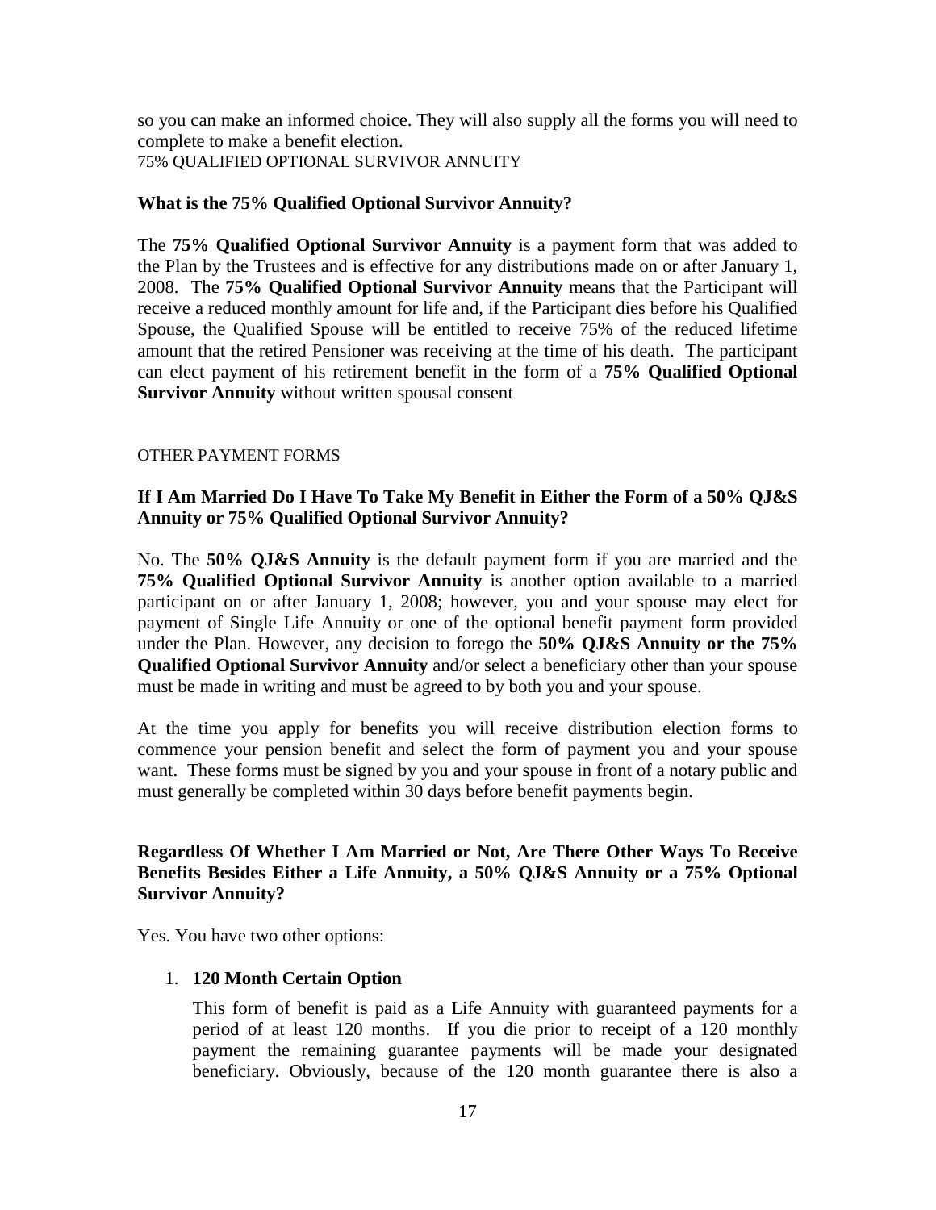so you can make an informed choice. They will also supply all the forms you will need to complete to make a benefit election.

75% QUALIFIED OPTIONAL SURVIVOR ANNUITY

**What is the 75% Qualified Optional Survivor Annuity?**

The **75% Qualified Optional Survivor Annuity** is a payment form that was added to the Plan by the Trustees and is effective for any distributions made on or after January 1, 2008. The **75% Qualified Optional Survivor Annuity** means that the Participant will receive a reduced monthly amount for life and, if the Participant dies before his Qualified Spouse, the Qualified Spouse will be entitled to receive 75% of the reduced lifetime amount that the retired Pensioner was receiving at the time of his death. The participant can elect payment of his retirement benefit in the form of a **75% Qualified Optional Survivor Annuity** without written spousal consent

OTHER PAYMENT FORMS

**If I Am Married Do I Have To Take My Benefit in Either the Form of a 50% QJ&S Annuity or 75% Qualified Optional Survivor Annuity?**

No. The **50% QJ&S Annuity** is the default payment form if you are married and the **75% Qualified Optional Survivor Annuity** is another option available to a married participant on or after January 1, 2008; however, you and your spouse may elect for payment of Single Life Annuity or one of the optional benefit payment form provided under the Plan. However, any decision to forego the **50% QJ&S Annuity or the 75% Qualified Optional Survivor Annuity** and/or select a beneficiary other than your spouse must be made in writing and must be agreed to by both you and your spouse.

At the time you apply for benefits you will receive distribution election forms to commence your pension benefit and select the form of payment you and your spouse want. These forms must be signed by you and your spouse in front of a notary public and must generally be completed within 30 days before benefit payments begin.

**Regardless Of Whether I Am Married or Not, Are There Other Ways To Receive Benefits Besides Either a Life Annuity, a 50% QJ&S Annuity or a 75% Optional Survivor Annuity?**

Yes. You have two other options:

1. **120 Month Certain Option**

   This form of benefit is paid as a Life Annuity with guaranteed payments for a period of at least 120 months. If you die prior to receipt of a 120 monthly payment the remaining guarantee payments will be made your designated beneficiary. Obviously, because of the 120 month guarantee there is also a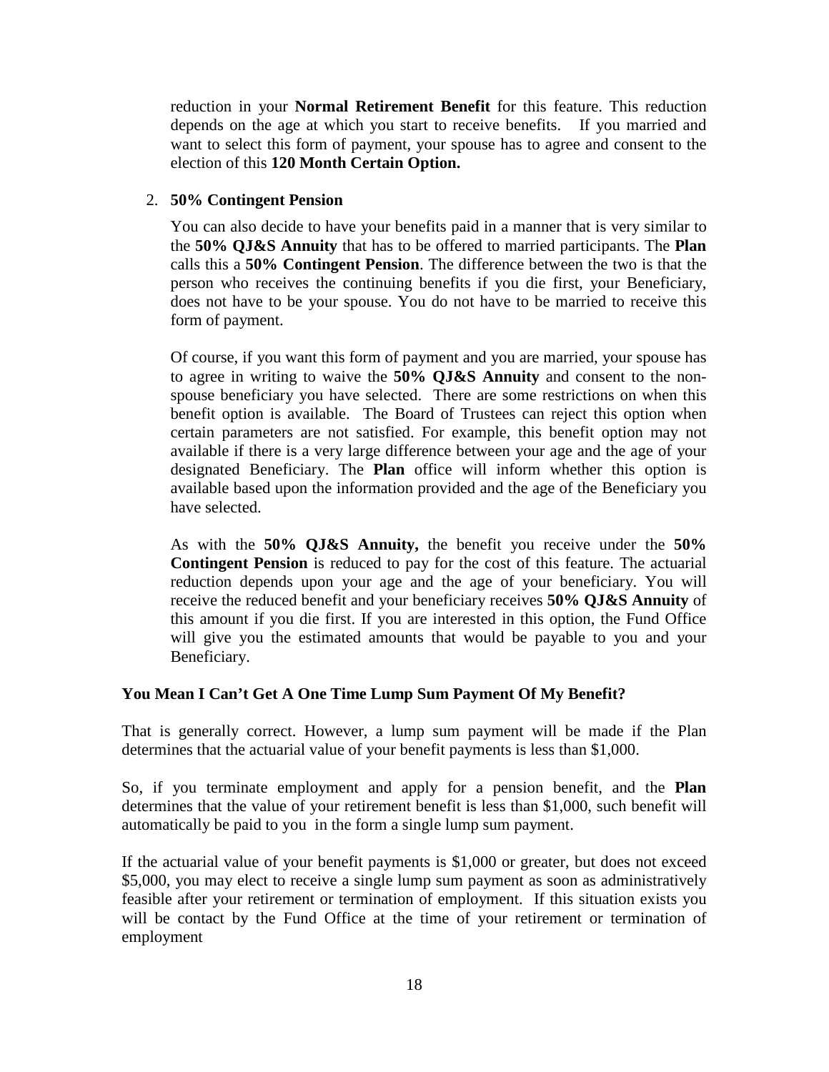reduction in your **Normal Retirement Benefit** for this feature. This reduction depends on the age at which you start to receive benefits. If you married and want to select this form of payment, your spouse has to agree and consent to the election of this **120 Month Certain Option.**

2. **50% Contingent Pension**

   You can also decide to have your benefits paid in a manner that is very similar to the **50% QJ&S Annuity** that has to be offered to married participants. The **Plan** calls this a **50% Contingent Pension**. The difference between the two is that the person who receives the continuing benefits if you die first, your Beneficiary, does not have to be your spouse. You do not have to be married to receive this form of payment.

   Of course, if you want this form of payment and you are married, your spouse has to agree in writing to waive the **50% QJ&S Annuity** and consent to the non-spouse beneficiary you have selected. There are some restrictions on when this benefit option is available. The Board of Trustees can reject this option when certain parameters are not satisfied. For example, this benefit option may not available if there is a very large difference between your age and the age of your designated Beneficiary. The **Plan** office will inform whether this option is available based upon the information provided and the age of the Beneficiary you have selected.

   As with the **50% QJ&S Annuity,** the benefit you receive under the **50% Contingent Pension** is reduced to pay for the cost of this feature. The actuarial reduction depends upon your age and the age of your beneficiary. You will receive the reduced benefit and your beneficiary receives **50% QJ&S Annuity** of this amount if you die first. If you are interested in this option, the Fund Office will give you the estimated amounts that would be payable to you and your Beneficiary.

**You Mean I Can't Get A One Time Lump Sum Payment Of My Benefit?**

That is generally correct. However, a lump sum payment will be made if the Plan determines that the actuarial value of your benefit payments is less than $1,000.

So, if you terminate employment and apply for a pension benefit, and the **Plan** determines that the value of your retirement benefit is less than $1,000, such benefit will automatically be paid to you in the form a single lump sum payment.

If the actuarial value of your benefit payments is $1,000 or greater, but does not exceed $5,000, you may elect to receive a single lump sum payment as soon as administratively feasible after your retirement or termination of employment. If this situation exists you will be contact by the Fund Office at the time of your retirement or termination of employment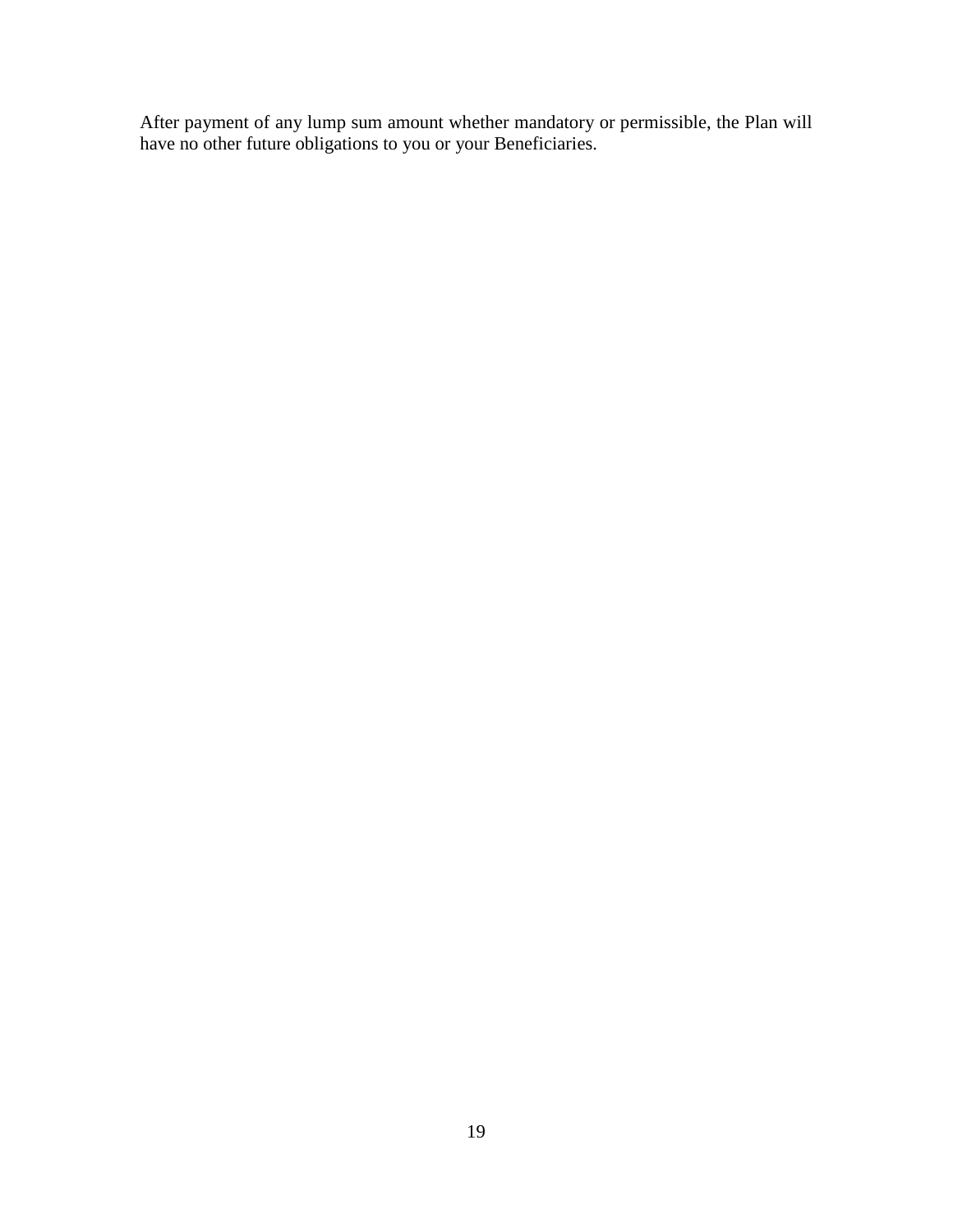After payment of any lump sum amount whether mandatory or permissible, the Plan will have no other future obligations to you or your Beneficiaries.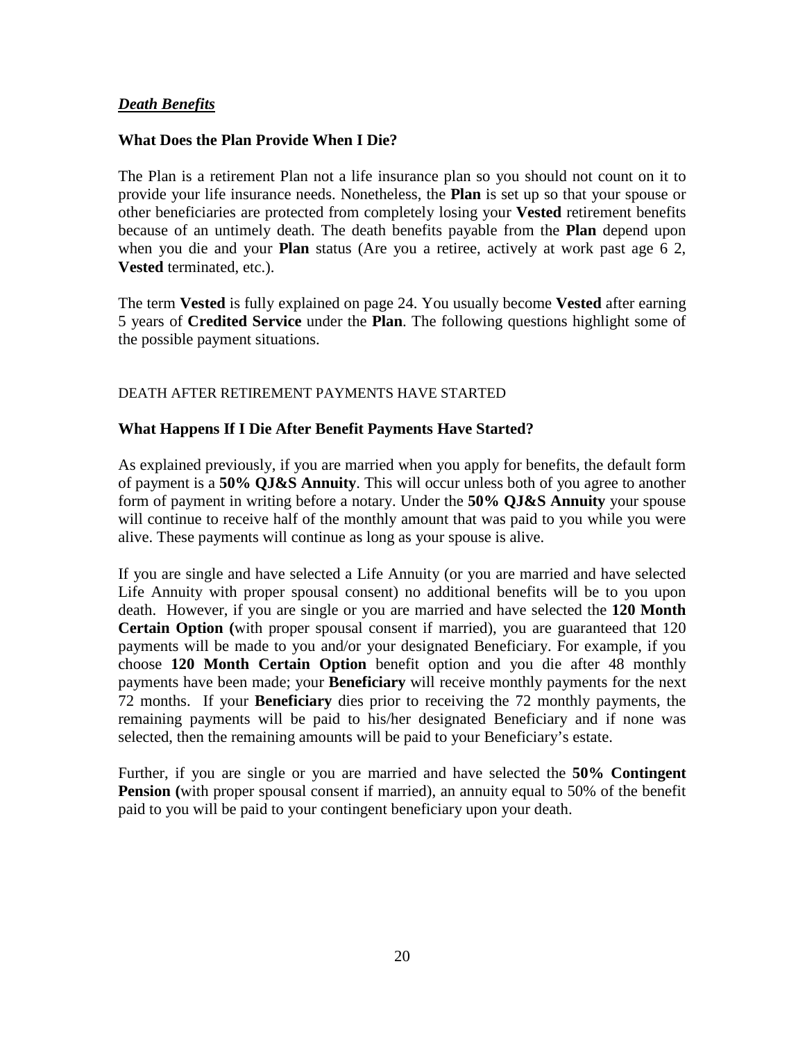## ***Death Benefits***

### What Does the Plan Provide When I Die?

The Plan is a retirement Plan not a life insurance plan so you should not count on it to provide your life insurance needs. Nonetheless, the **Plan** is set up so that your spouse or other beneficiaries are protected from completely losing your **Vested** retirement benefits because of an untimely death. The death benefits payable from the **Plan** depend upon when you die and your **Plan** status (Are you a retiree, actively at work past age 6 2, **Vested** terminated, etc.).

The term **Vested** is fully explained on page 24. You usually become **Vested** after earning 5 years of **Credited Service** under the **Plan**. The following questions highlight some of the possible payment situations.

DEATH AFTER RETIREMENT PAYMENTS HAVE STARTED

### What Happens If I Die After Benefit Payments Have Started?

As explained previously, if you are married when you apply for benefits, the default form of payment is a **50% QJ&S Annuity**. This will occur unless both of you agree to another form of payment in writing before a notary. Under the **50% QJ&S Annuity** your spouse will continue to receive half of the monthly amount that was paid to you while you were alive. These payments will continue as long as your spouse is alive.

If you are single and have selected a Life Annuity (or you are married and have selected Life Annuity with proper spousal consent) no additional benefits will be to you upon death. However, if you are single or you are married and have selected the **120 Month Certain Option (**with proper spousal consent if married), you are guaranteed that 120 payments will be made to you and/or your designated Beneficiary. For example, if you choose **120 Month Certain Option** benefit option and you die after 48 monthly payments have been made; your **Beneficiary** will receive monthly payments for the next 72 months. If your **Beneficiary** dies prior to receiving the 72 monthly payments, the remaining payments will be paid to his/her designated Beneficiary and if none was selected, then the remaining amounts will be paid to your Beneficiary's estate.

Further, if you are single or you are married and have selected the **50% Contingent Pension (**with proper spousal consent if married), an annuity equal to 50% of the benefit paid to you will be paid to your contingent beneficiary upon your death.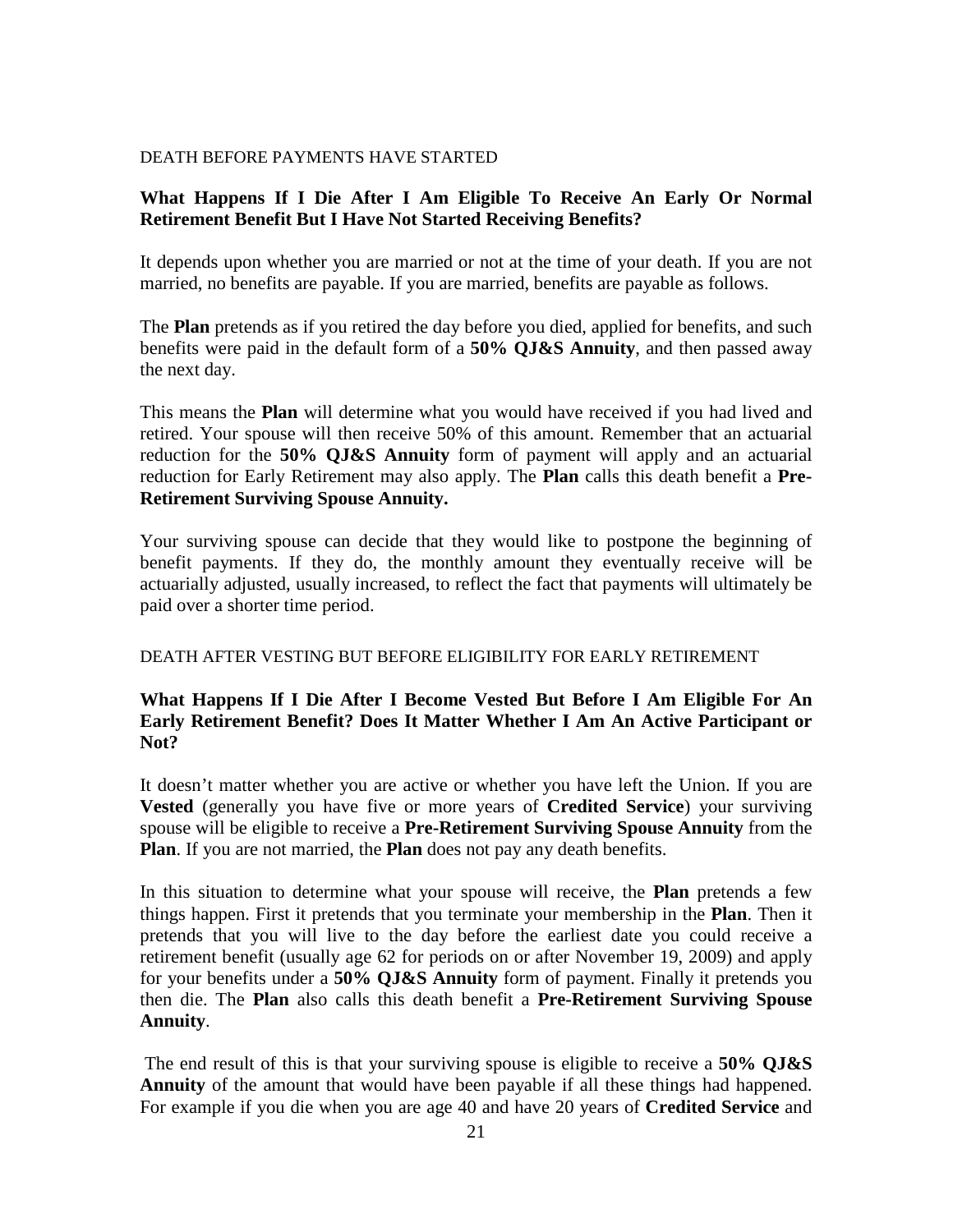DEATH BEFORE PAYMENTS HAVE STARTED

### What Happens If I Die After I Am Eligible To Receive An Early Or Normal Retirement Benefit But I Have Not Started Receiving Benefits?

It depends upon whether you are married or not at the time of your death. If you are not married, no benefits are payable. If you are married, benefits are payable as follows.

The **Plan** pretends as if you retired the day before you died, applied for benefits, and such benefits were paid in the default form of a **50% QJ&S Annuity**, and then passed away the next day.

This means the **Plan** will determine what you would have received if you had lived and retired. Your spouse will then receive 50% of this amount. Remember that an actuarial reduction for the **50% QJ&S Annuity** form of payment will apply and an actuarial reduction for Early Retirement may also apply. The **Plan** calls this death benefit a **Pre-Retirement Surviving Spouse Annuity.**

Your surviving spouse can decide that they would like to postpone the beginning of benefit payments. If they do, the monthly amount they eventually receive will be actuarially adjusted, usually increased, to reflect the fact that payments will ultimately be paid over a shorter time period.

DEATH AFTER VESTING BUT BEFORE ELIGIBILITY FOR EARLY RETIREMENT

### What Happens If I Die After I Become Vested But Before I Am Eligible For An Early Retirement Benefit? Does It Matter Whether I Am An Active Participant or Not?

It doesn't matter whether you are active or whether you have left the Union. If you are **Vested** (generally you have five or more years of **Credited Service**) your surviving spouse will be eligible to receive a **Pre-Retirement Surviving Spouse Annuity** from the **Plan**. If you are not married, the **Plan** does not pay any death benefits.

In this situation to determine what your spouse will receive, the **Plan** pretends a few things happen. First it pretends that you terminate your membership in the **Plan**. Then it pretends that you will live to the day before the earliest date you could receive a retirement benefit (usually age 62 for periods on or after November 19, 2009) and apply for your benefits under a **50% QJ&S Annuity** form of payment. Finally it pretends you then die. The **Plan** also calls this death benefit a **Pre-Retirement Surviving Spouse Annuity**.

The end result of this is that your surviving spouse is eligible to receive a **50% QJ&S Annuity** of the amount that would have been payable if all these things had happened. For example if you die when you are age 40 and have 20 years of **Credited Service** and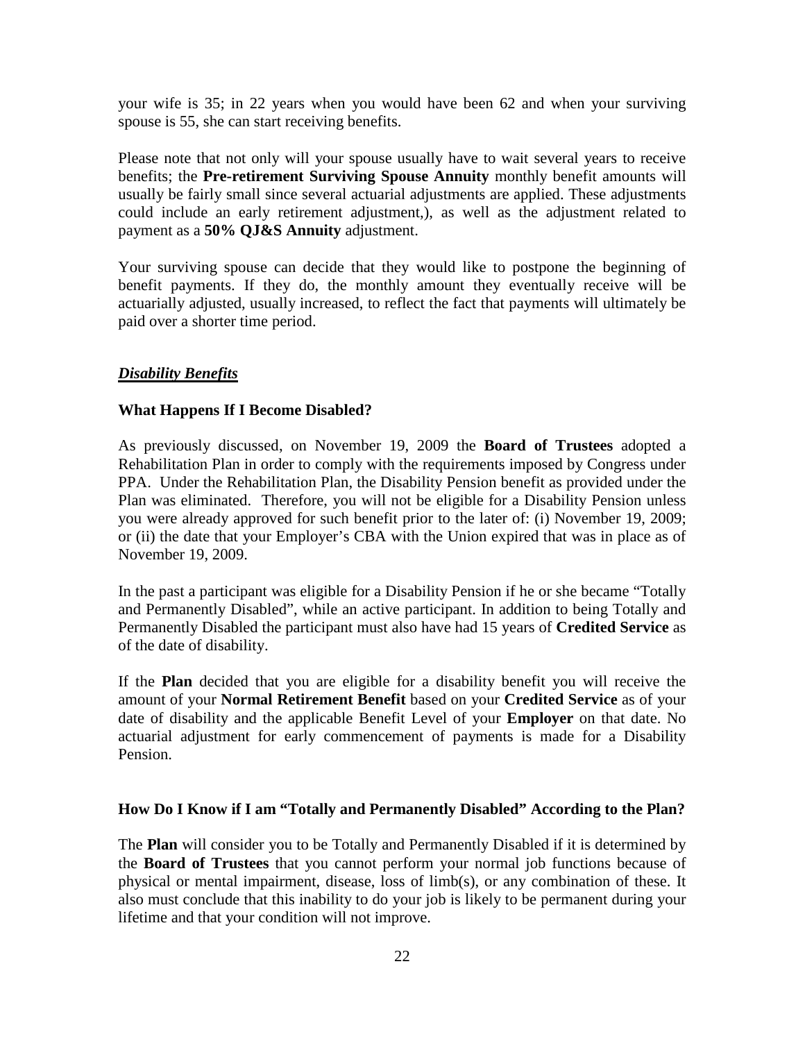your wife is 35; in 22 years when you would have been 62 and when your surviving spouse is 55, she can start receiving benefits.

Please note that not only will your spouse usually have to wait several years to receive benefits; the **Pre-retirement Surviving Spouse Annuity** monthly benefit amounts will usually be fairly small since several actuarial adjustments are applied. These adjustments could include an early retirement adjustment,), as well as the adjustment related to payment as a **50% QJ&S Annuity** adjustment.

Your surviving spouse can decide that they would like to postpone the beginning of benefit payments. If they do, the monthly amount they eventually receive will be actuarially adjusted, usually increased, to reflect the fact that payments will ultimately be paid over a shorter time period.

## ***Disability Benefits***

### What Happens If I Become Disabled?

As previously discussed, on November 19, 2009 the **Board of Trustees** adopted a Rehabilitation Plan in order to comply with the requirements imposed by Congress under PPA. Under the Rehabilitation Plan, the Disability Pension benefit as provided under the Plan was eliminated. Therefore, you will not be eligible for a Disability Pension unless you were already approved for such benefit prior to the later of: (i) November 19, 2009; or (ii) the date that your Employer's CBA with the Union expired that was in place as of November 19, 2009.

In the past a participant was eligible for a Disability Pension if he or she became "Totally and Permanently Disabled", while an active participant. In addition to being Totally and Permanently Disabled the participant must also have had 15 years of **Credited Service** as of the date of disability.

If the **Plan** decided that you are eligible for a disability benefit you will receive the amount of your **Normal Retirement Benefit** based on your **Credited Service** as of your date of disability and the applicable Benefit Level of your **Employer** on that date. No actuarial adjustment for early commencement of payments is made for a Disability Pension.

### How Do I Know if I am "Totally and Permanently Disabled" According to the Plan?

The **Plan** will consider you to be Totally and Permanently Disabled if it is determined by the **Board of Trustees** that you cannot perform your normal job functions because of physical or mental impairment, disease, loss of limb(s), or any combination of these. It also must conclude that this inability to do your job is likely to be permanent during your lifetime and that your condition will not improve.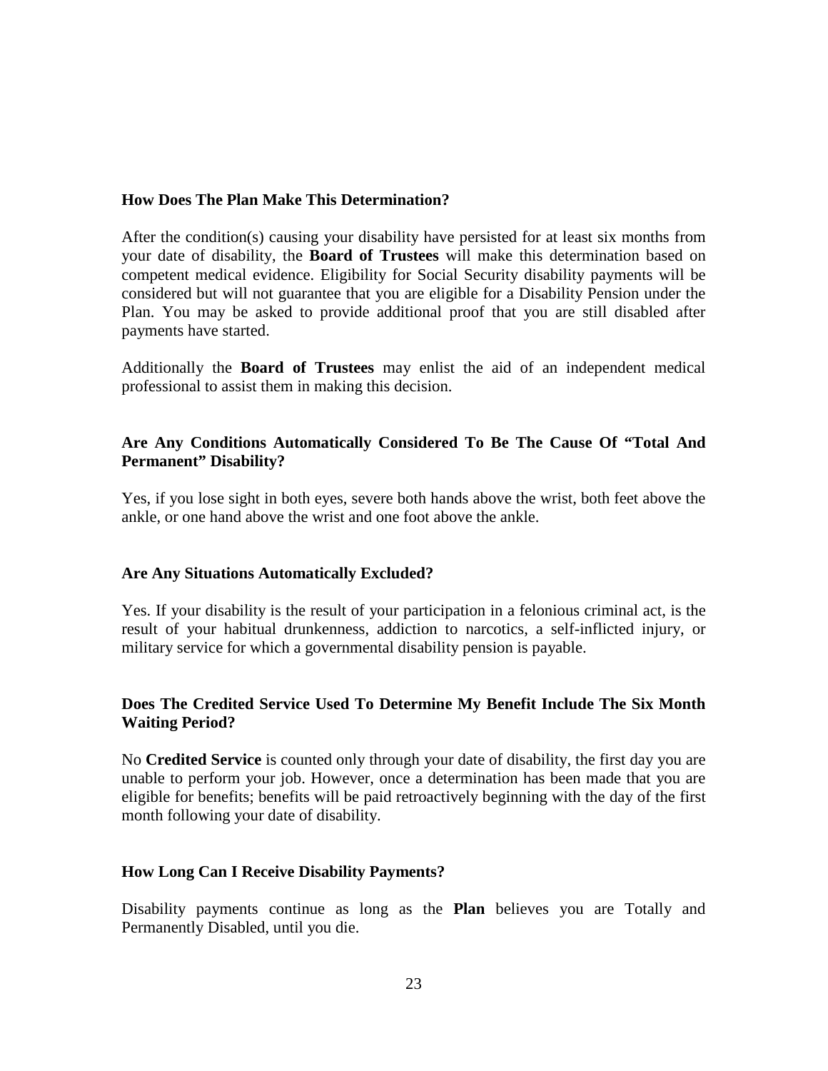### How Does The Plan Make This Determination?

After the condition(s) causing your disability have persisted for at least six months from your date of disability, the **Board of Trustees** will make this determination based on competent medical evidence. Eligibility for Social Security disability payments will be considered but will not guarantee that you are eligible for a Disability Pension under the Plan. You may be asked to provide additional proof that you are still disabled after payments have started.

Additionally the **Board of Trustees** may enlist the aid of an independent medical professional to assist them in making this decision.

### Are Any Conditions Automatically Considered To Be The Cause Of "Total And Permanent" Disability?

Yes, if you lose sight in both eyes, severe both hands above the wrist, both feet above the ankle, or one hand above the wrist and one foot above the ankle.

### Are Any Situations Automatically Excluded?

Yes. If your disability is the result of your participation in a felonious criminal act, is the result of your habitual drunkenness, addiction to narcotics, a self-inflicted injury, or military service for which a governmental disability pension is payable.

### Does The Credited Service Used To Determine My Benefit Include The Six Month Waiting Period?

No **Credited Service** is counted only through your date of disability, the first day you are unable to perform your job. However, once a determination has been made that you are eligible for benefits; benefits will be paid retroactively beginning with the day of the first month following your date of disability.

### How Long Can I Receive Disability Payments?

Disability payments continue as long as the **Plan** believes you are Totally and Permanently Disabled, until you die.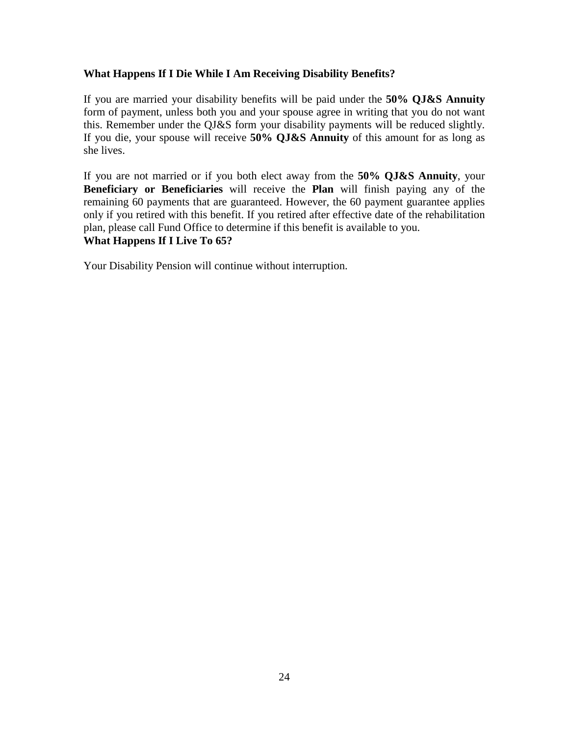**What Happens If I Die While I Am Receiving Disability Benefits?**

If you are married your disability benefits will be paid under the **50% QJ&S Annuity** form of payment, unless both you and your spouse agree in writing that you do not want this. Remember under the QJ&S form your disability payments will be reduced slightly. If you die, your spouse will receive **50% QJ&S Annuity** of this amount for as long as she lives.

If you are not married or if you both elect away from the **50% QJ&S Annuity**, your **Beneficiary or Beneficiaries** will receive the **Plan** will finish paying any of the remaining 60 payments that are guaranteed. However, the 60 payment guarantee applies only if you retired with this benefit. If you retired after effective date of the rehabilitation plan, please call Fund Office to determine if this benefit is available to you.

**What Happens If I Live To 65?**

Your Disability Pension will continue without interruption.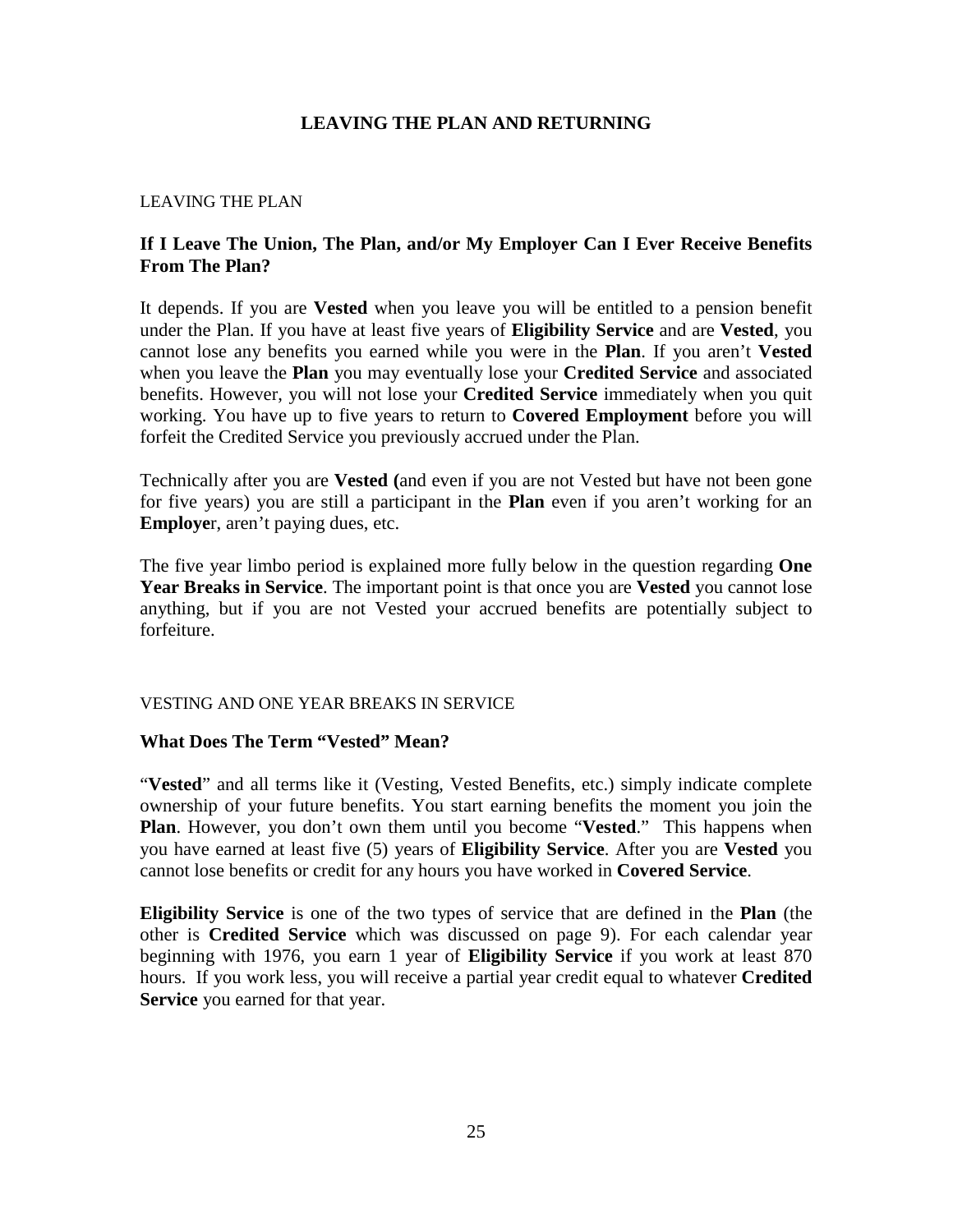## LEAVING THE PLAN AND RETURNING

LEAVING THE PLAN

### If I Leave The Union, The Plan, and/or My Employer Can I Ever Receive Benefits From The Plan?

It depends. If you are **Vested** when you leave you will be entitled to a pension benefit under the Plan. If you have at least five years of **Eligibility Service** and are **Vested**, you cannot lose any benefits you earned while you were in the **Plan**. If you aren't **Vested** when you leave the **Plan** you may eventually lose your **Credited Service** and associated benefits. However, you will not lose your **Credited Service** immediately when you quit working. You have up to five years to return to **Covered Employment** before you will forfeit the Credited Service you previously accrued under the Plan.

Technically after you are **Vested (**and even if you are not Vested but have not been gone for five years) you are still a participant in the **Plan** even if you aren't working for an **Employe**r, aren't paying dues, etc.

The five year limbo period is explained more fully below in the question regarding **One Year Breaks in Service**. The important point is that once you are **Vested** you cannot lose anything, but if you are not Vested your accrued benefits are potentially subject to forfeiture.

VESTING AND ONE YEAR BREAKS IN SERVICE

### What Does The Term "Vested" Mean?

"**Vested**" and all terms like it (Vesting, Vested Benefits, etc.) simply indicate complete ownership of your future benefits. You start earning benefits the moment you join the **Plan**. However, you don't own them until you become "**Vested**." This happens when you have earned at least five (5) years of **Eligibility Service**. After you are **Vested** you cannot lose benefits or credit for any hours you have worked in **Covered Service**.

**Eligibility Service** is one of the two types of service that are defined in the **Plan** (the other is **Credited Service** which was discussed on page 9). For each calendar year beginning with 1976, you earn 1 year of **Eligibility Service** if you work at least 870 hours. If you work less, you will receive a partial year credit equal to whatever **Credited Service** you earned for that year.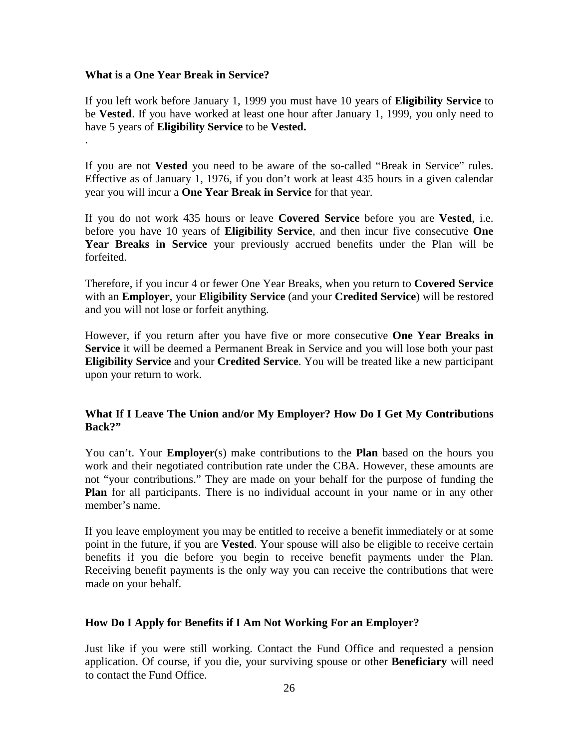### What is a One Year Break in Service?

If you left work before January 1, 1999 you must have 10 years of **Eligibility Service** to be **Vested**. If you have worked at least one hour after January 1, 1999, you only need to have 5 years of **Eligibility Service** to be **Vested.**

.

If you are not **Vested** you need to be aware of the so-called "Break in Service" rules. Effective as of January 1, 1976, if you don't work at least 435 hours in a given calendar year you will incur a **One Year Break in Service** for that year.

If you do not work 435 hours or leave **Covered Service** before you are **Vested**, i.e. before you have 10 years of **Eligibility Service**, and then incur five consecutive **One Year Breaks in Service** your previously accrued benefits under the Plan will be forfeited.

Therefore, if you incur 4 or fewer One Year Breaks, when you return to **Covered Service** with an **Employer**, your **Eligibility Service** (and your **Credited Service**) will be restored and you will not lose or forfeit anything.

However, if you return after you have five or more consecutive **One Year Breaks in Service** it will be deemed a Permanent Break in Service and you will lose both your past **Eligibility Service** and your **Credited Service**. You will be treated like a new participant upon your return to work.

### What If I Leave The Union and/or My Employer? How Do I Get My Contributions Back?"

You can't. Your **Employer**(s) make contributions to the **Plan** based on the hours you work and their negotiated contribution rate under the CBA. However, these amounts are not "your contributions." They are made on your behalf for the purpose of funding the **Plan** for all participants. There is no individual account in your name or in any other member's name.

If you leave employment you may be entitled to receive a benefit immediately or at some point in the future, if you are **Vested**. Your spouse will also be eligible to receive certain benefits if you die before you begin to receive benefit payments under the Plan. Receiving benefit payments is the only way you can receive the contributions that were made on your behalf.

### How Do I Apply for Benefits if I Am Not Working For an Employer?

Just like if you were still working. Contact the Fund Office and requested a pension application. Of course, if you die, your surviving spouse or other **Beneficiary** will need to contact the Fund Office.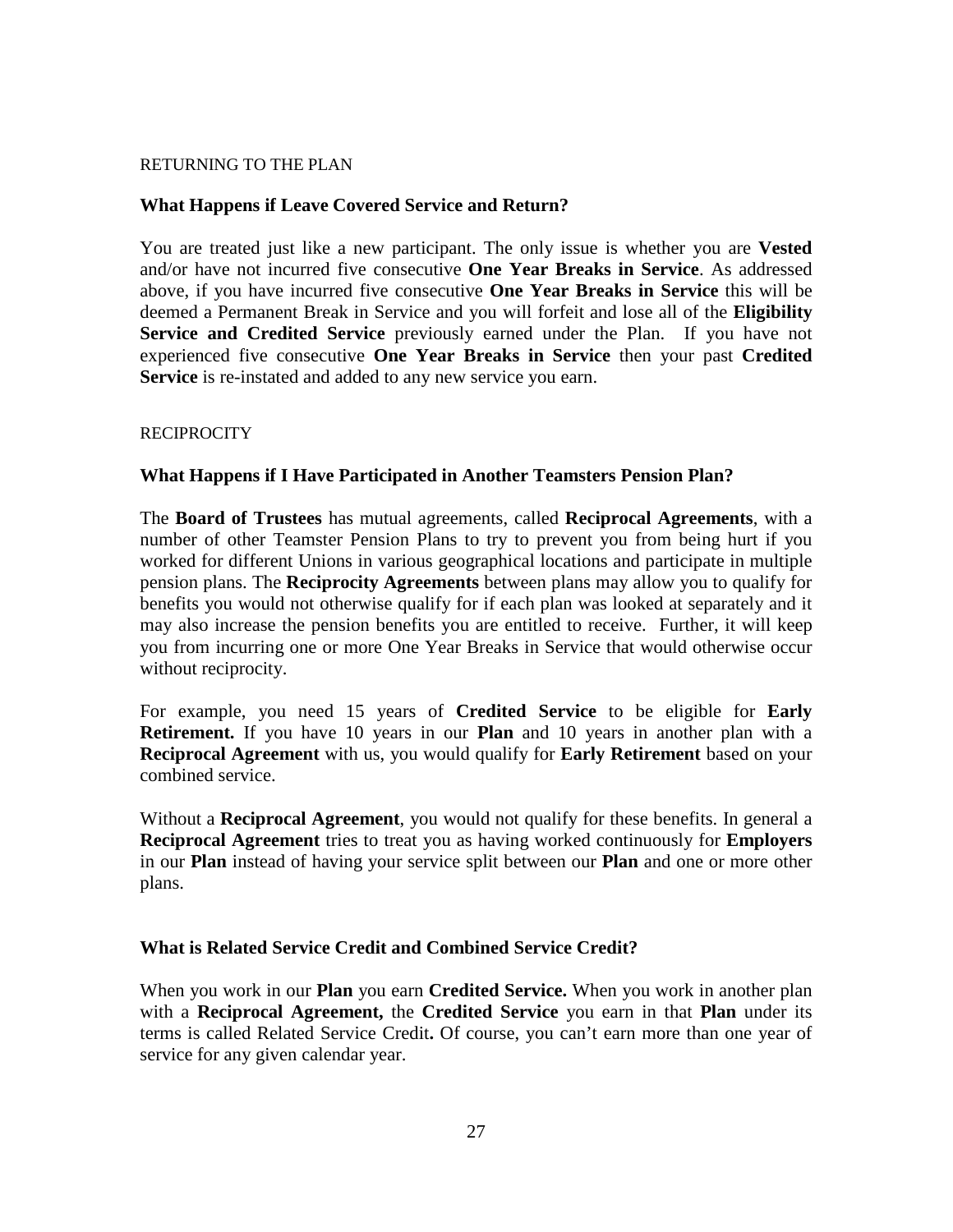RETURNING TO THE PLAN

### What Happens if Leave Covered Service and Return?

You are treated just like a new participant. The only issue is whether you are **Vested** and/or have not incurred five consecutive **One Year Breaks in Service**. As addressed above, if you have incurred five consecutive **One Year Breaks in Service** this will be deemed a Permanent Break in Service and you will forfeit and lose all of the **Eligibility Service and Credited Service** previously earned under the Plan. If you have not experienced five consecutive **One Year Breaks in Service** then your past **Credited Service** is re-instated and added to any new service you earn.

RECIPROCITY

### What Happens if I Have Participated in Another Teamsters Pension Plan?

The **Board of Trustees** has mutual agreements, called **Reciprocal Agreements**, with a number of other Teamster Pension Plans to try to prevent you from being hurt if you worked for different Unions in various geographical locations and participate in multiple pension plans. The **Reciprocity Agreements** between plans may allow you to qualify for benefits you would not otherwise qualify for if each plan was looked at separately and it may also increase the pension benefits you are entitled to receive. Further, it will keep you from incurring one or more One Year Breaks in Service that would otherwise occur without reciprocity.

For example, you need 15 years of **Credited Service** to be eligible for **Early Retirement.** If you have 10 years in our **Plan** and 10 years in another plan with a **Reciprocal Agreement** with us, you would qualify for **Early Retirement** based on your combined service.

Without a **Reciprocal Agreement**, you would not qualify for these benefits. In general a **Reciprocal Agreement** tries to treat you as having worked continuously for **Employers** in our **Plan** instead of having your service split between our **Plan** and one or more other plans.

### What is Related Service Credit and Combined Service Credit?

When you work in our **Plan** you earn **Credited Service.** When you work in another plan with a **Reciprocal Agreement,** the **Credited Service** you earn in that **Plan** under its terms is called Related Service Credit**.** Of course, you can't earn more than one year of service for any given calendar year.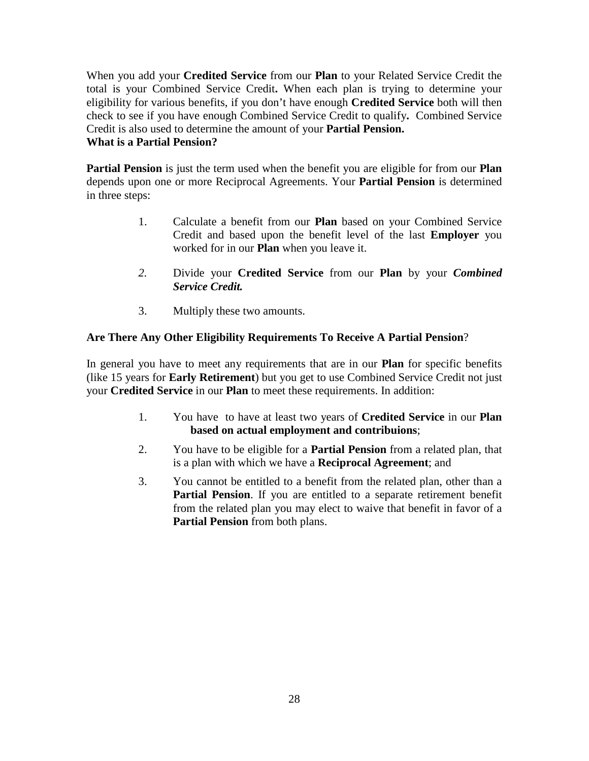When you add your **Credited Service** from our **Plan** to your Related Service Credit the total is your Combined Service Credit**.** When each plan is trying to determine your eligibility for various benefits, if you don't have enough **Credited Service** both will then check to see if you have enough Combined Service Credit to qualify**.** Combined Service Credit is also used to determine the amount of your **Partial Pension.**

**What is a Partial Pension?**

**Partial Pension** is just the term used when the benefit you are eligible for from our **Plan** depends upon one or more Reciprocal Agreements. Your **Partial Pension** is determined in three steps:

1. Calculate a benefit from our **Plan** based on your Combined Service Credit and based upon the benefit level of the last **Employer** you worked for in our **Plan** when you leave it.

2. Divide your **Credited Service** from our **Plan** by your ***Combined Service Credit.***

3. Multiply these two amounts.

**Are There Any Other Eligibility Requirements To Receive A Partial Pension**?

In general you have to meet any requirements that are in our **Plan** for specific benefits (like 15 years for **Early Retirement**) but you get to use Combined Service Credit not just your **Credited Service** in our **Plan** to meet these requirements. In addition:

1. You have to have at least two years of **Credited Service** in our **Plan based on actual employment and contribuions**;

2. You have to be eligible for a **Partial Pension** from a related plan, that is a plan with which we have a **Reciprocal Agreement**; and

3. You cannot be entitled to a benefit from the related plan, other than a **Partial Pension**. If you are entitled to a separate retirement benefit from the related plan you may elect to waive that benefit in favor of a **Partial Pension** from both plans.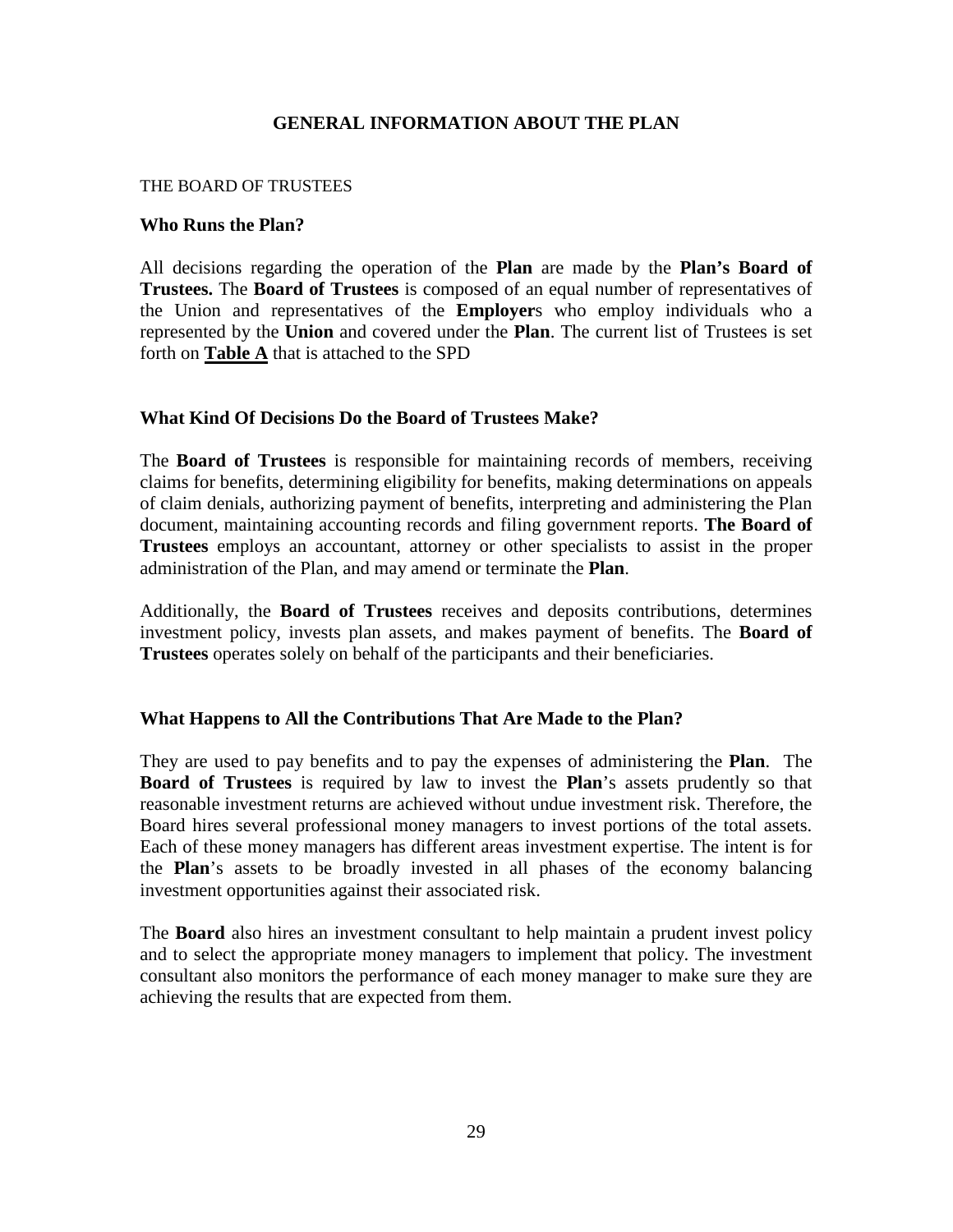# GENERAL INFORMATION ABOUT THE PLAN

THE BOARD OF TRUSTEES

### Who Runs the Plan?

All decisions regarding the operation of the **Plan** are made by the **Plan's Board of Trustees.** The **Board of Trustees** is composed of an equal number of representatives of the Union and representatives of the **Employer**s who employ individuals who a represented by the **Union** and covered under the **Plan**. The current list of Trustees is set forth on **Table A** that is attached to the SPD

### What Kind Of Decisions Do the Board of Trustees Make?

The **Board of Trustees** is responsible for maintaining records of members, receiving claims for benefits, determining eligibility for benefits, making determinations on appeals of claim denials, authorizing payment of benefits, interpreting and administering the Plan document, maintaining accounting records and filing government reports. **The Board of Trustees** employs an accountant, attorney or other specialists to assist in the proper administration of the Plan, and may amend or terminate the **Plan**.

Additionally, the **Board of Trustees** receives and deposits contributions, determines investment policy, invests plan assets, and makes payment of benefits. The **Board of Trustees** operates solely on behalf of the participants and their beneficiaries.

### What Happens to All the Contributions That Are Made to the Plan?

They are used to pay benefits and to pay the expenses of administering the **Plan**. The **Board of Trustees** is required by law to invest the **Plan**'s assets prudently so that reasonable investment returns are achieved without undue investment risk. Therefore, the Board hires several professional money managers to invest portions of the total assets. Each of these money managers has different areas investment expertise. The intent is for the **Plan**'s assets to be broadly invested in all phases of the economy balancing investment opportunities against their associated risk.

The **Board** also hires an investment consultant to help maintain a prudent invest policy and to select the appropriate money managers to implement that policy. The investment consultant also monitors the performance of each money manager to make sure they are achieving the results that are expected from them.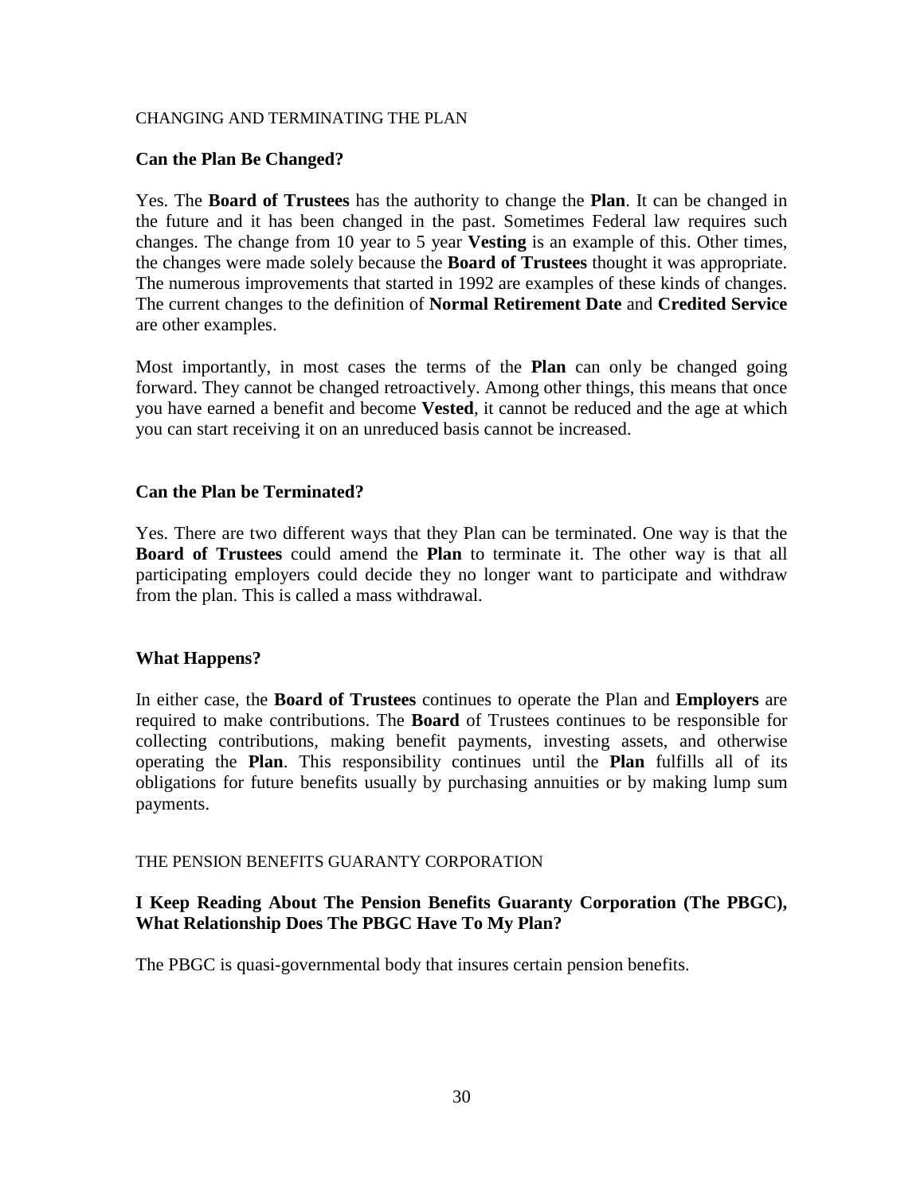## CHANGING AND TERMINATING THE PLAN

### Can the Plan Be Changed?

Yes. The **Board of Trustees** has the authority to change the **Plan**. It can be changed in the future and it has been changed in the past. Sometimes Federal law requires such changes. The change from 10 year to 5 year **Vesting** is an example of this. Other times, the changes were made solely because the **Board of Trustees** thought it was appropriate. The numerous improvements that started in 1992 are examples of these kinds of changes. The current changes to the definition of **Normal Retirement Date** and **Credited Service** are other examples.

Most importantly, in most cases the terms of the **Plan** can only be changed going forward. They cannot be changed retroactively. Among other things, this means that once you have earned a benefit and become **Vested**, it cannot be reduced and the age at which you can start receiving it on an unreduced basis cannot be increased.

### Can the Plan be Terminated?

Yes. There are two different ways that they Plan can be terminated. One way is that the **Board of Trustees** could amend the **Plan** to terminate it. The other way is that all participating employers could decide they no longer want to participate and withdraw from the plan. This is called a mass withdrawal.

### What Happens?

In either case, the **Board of Trustees** continues to operate the Plan and **Employers** are required to make contributions. The **Board** of Trustees continues to be responsible for collecting contributions, making benefit payments, investing assets, and otherwise operating the **Plan**. This responsibility continues until the **Plan** fulfills all of its obligations for future benefits usually by purchasing annuities or by making lump sum payments.

## THE PENSION BENEFITS GUARANTY CORPORATION

### I Keep Reading About The Pension Benefits Guaranty Corporation (The PBGC), What Relationship Does The PBGC Have To My Plan?

The PBGC is quasi-governmental body that insures certain pension benefits.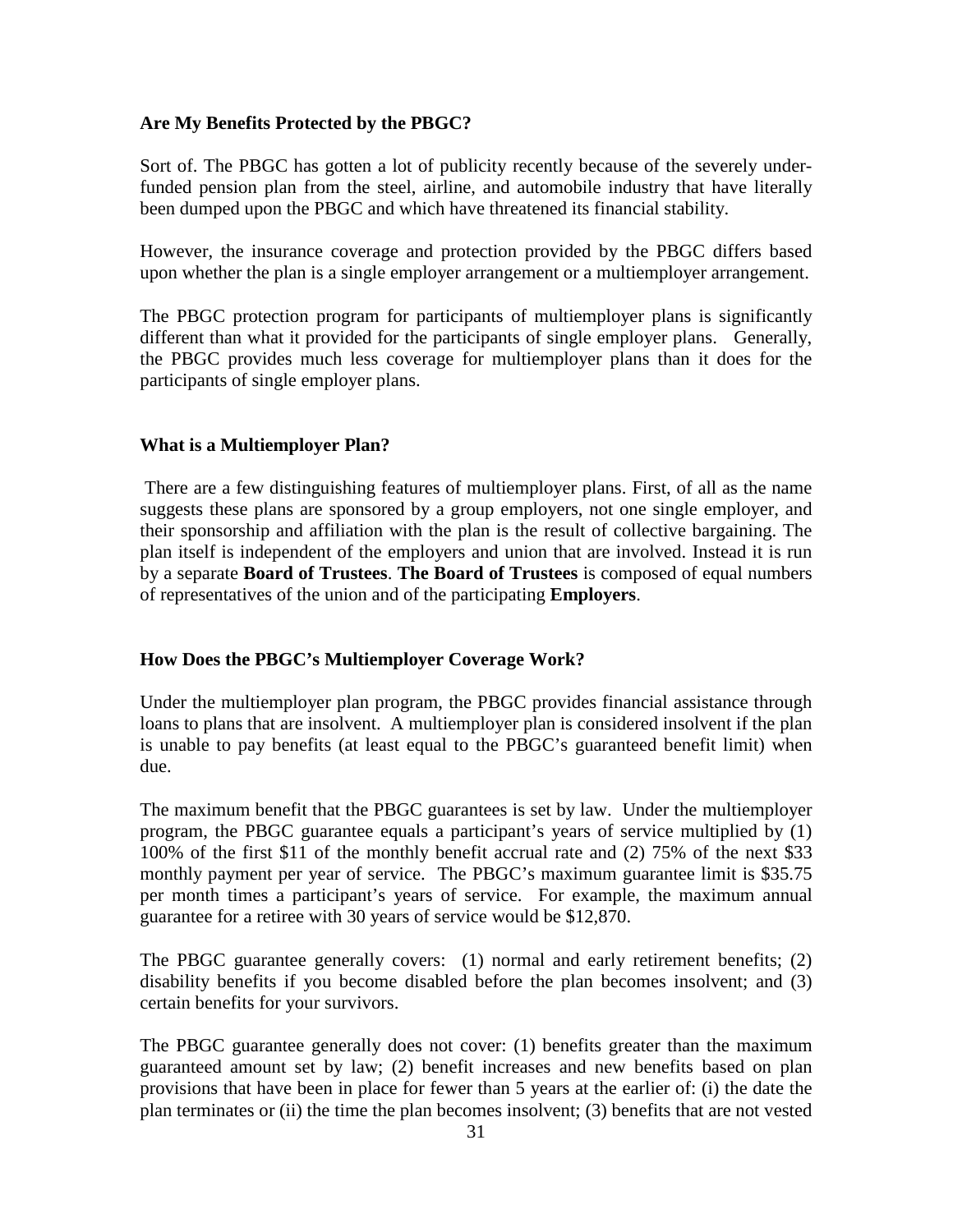### Are My Benefits Protected by the PBGC?

Sort of. The PBGC has gotten a lot of publicity recently because of the severely under-funded pension plan from the steel, airline, and automobile industry that have literally been dumped upon the PBGC and which have threatened its financial stability.

However, the insurance coverage and protection provided by the PBGC differs based upon whether the plan is a single employer arrangement or a multiemployer arrangement.

The PBGC protection program for participants of multiemployer plans is significantly different than what it provided for the participants of single employer plans. Generally, the PBGC provides much less coverage for multiemployer plans than it does for the participants of single employer plans.

### What is a Multiemployer Plan?

There are a few distinguishing features of multiemployer plans. First, of all as the name suggests these plans are sponsored by a group employers, not one single employer, and their sponsorship and affiliation with the plan is the result of collective bargaining. The plan itself is independent of the employers and union that are involved. Instead it is run by a separate **Board of Trustees**. **The Board of Trustees** is composed of equal numbers of representatives of the union and of the participating **Employers**.

### How Does the PBGC's Multiemployer Coverage Work?

Under the multiemployer plan program, the PBGC provides financial assistance through loans to plans that are insolvent. A multiemployer plan is considered insolvent if the plan is unable to pay benefits (at least equal to the PBGC's guaranteed benefit limit) when due.

The maximum benefit that the PBGC guarantees is set by law. Under the multiemployer program, the PBGC guarantee equals a participant's years of service multiplied by (1) 100% of the first $11 of the monthly benefit accrual rate and (2) 75% of the next $33 monthly payment per year of service. The PBGC's maximum guarantee limit is $35.75 per month times a participant's years of service. For example, the maximum annual guarantee for a retiree with 30 years of service would be $12,870.

The PBGC guarantee generally covers: (1) normal and early retirement benefits; (2) disability benefits if you become disabled before the plan becomes insolvent; and (3) certain benefits for your survivors.

The PBGC guarantee generally does not cover: (1) benefits greater than the maximum guaranteed amount set by law; (2) benefit increases and new benefits based on plan provisions that have been in place for fewer than 5 years at the earlier of: (i) the date the plan terminates or (ii) the time the plan becomes insolvent; (3) benefits that are not vested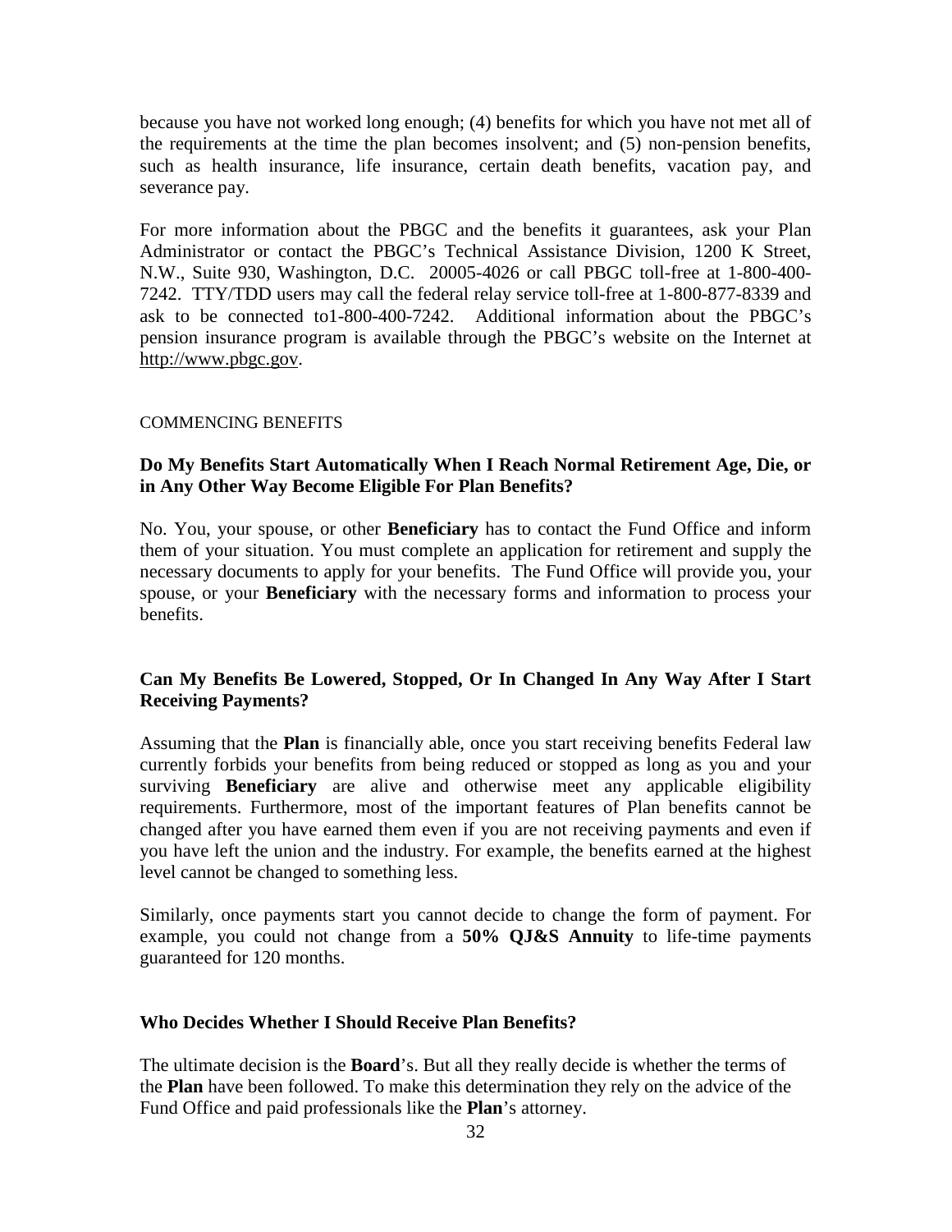because you have not worked long enough; (4) benefits for which you have not met all of the requirements at the time the plan becomes insolvent; and (5) non-pension benefits, such as health insurance, life insurance, certain death benefits, vacation pay, and severance pay.

For more information about the PBGC and the benefits it guarantees, ask your Plan Administrator or contact the PBGC's Technical Assistance Division, 1200 K Street, N.W., Suite 930, Washington, D.C. 20005-4026 or call PBGC toll-free at 1-800-400-7242. TTY/TDD users may call the federal relay service toll-free at 1-800-877-8339 and ask to be connected to1-800-400-7242. Additional information about the PBGC's pension insurance program is available through the PBGC's website on the Internet at http://www.pbgc.gov.

COMMENCING BENEFITS

### Do My Benefits Start Automatically When I Reach Normal Retirement Age, Die, or in Any Other Way Become Eligible For Plan Benefits?

No. You, your spouse, or other **Beneficiary** has to contact the Fund Office and inform them of your situation. You must complete an application for retirement and supply the necessary documents to apply for your benefits. The Fund Office will provide you, your spouse, or your **Beneficiary** with the necessary forms and information to process your benefits.

### Can My Benefits Be Lowered, Stopped, Or In Changed In Any Way After I Start Receiving Payments?

Assuming that the **Plan** is financially able, once you start receiving benefits Federal law currently forbids your benefits from being reduced or stopped as long as you and your surviving **Beneficiary** are alive and otherwise meet any applicable eligibility requirements. Furthermore, most of the important features of Plan benefits cannot be changed after you have earned them even if you are not receiving payments and even if you have left the union and the industry. For example, the benefits earned at the highest level cannot be changed to something less.

Similarly, once payments start you cannot decide to change the form of payment. For example, you could not change from a **50% QJ&S Annuity** to life-time payments guaranteed for 120 months.

### Who Decides Whether I Should Receive Plan Benefits?

The ultimate decision is the **Board**'s. But all they really decide is whether the terms of the **Plan** have been followed. To make this determination they rely on the advice of the Fund Office and paid professionals like the **Plan**'s attorney.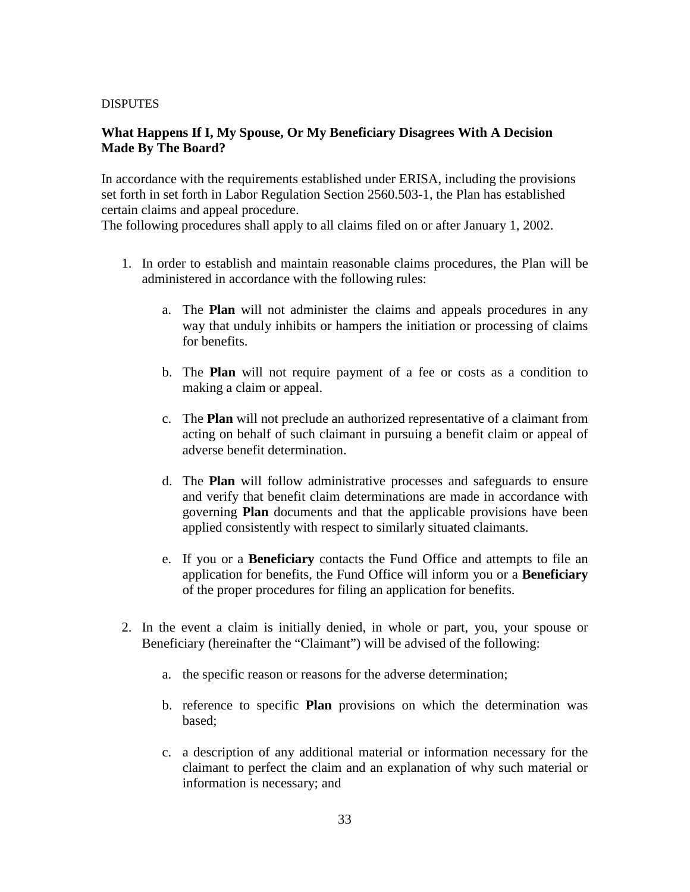DISPUTES

**What Happens If I, My Spouse, Or My Beneficiary Disagrees With A Decision Made By The Board?**

In accordance with the requirements established under ERISA, including the provisions set forth in set forth in Labor Regulation Section 2560.503-1, the Plan has established certain claims and appeal procedure.
The following procedures shall apply to all claims filed on or after January 1, 2002.

1. In order to establish and maintain reasonable claims procedures, the Plan will be administered in accordance with the following rules:

    a. The **Plan** will not administer the claims and appeals procedures in any way that unduly inhibits or hampers the initiation or processing of claims for benefits.

    b. The **Plan** will not require payment of a fee or costs as a condition to making a claim or appeal.

    c. The **Plan** will not preclude an authorized representative of a claimant from acting on behalf of such claimant in pursuing a benefit claim or appeal of adverse benefit determination.

    d. The **Plan** will follow administrative processes and safeguards to ensure and verify that benefit claim determinations are made in accordance with governing **Plan** documents and that the applicable provisions have been applied consistently with respect to similarly situated claimants.

    e. If you or a **Beneficiary** contacts the Fund Office and attempts to file an application for benefits, the Fund Office will inform you or a **Beneficiary** of the proper procedures for filing an application for benefits.

2. In the event a claim is initially denied, in whole or part, you, your spouse or Beneficiary (hereinafter the "Claimant") will be advised of the following:

    a. the specific reason or reasons for the adverse determination;

    b. reference to specific **Plan** provisions on which the determination was based;

    c. a description of any additional material or information necessary for the claimant to perfect the claim and an explanation of why such material or information is necessary; and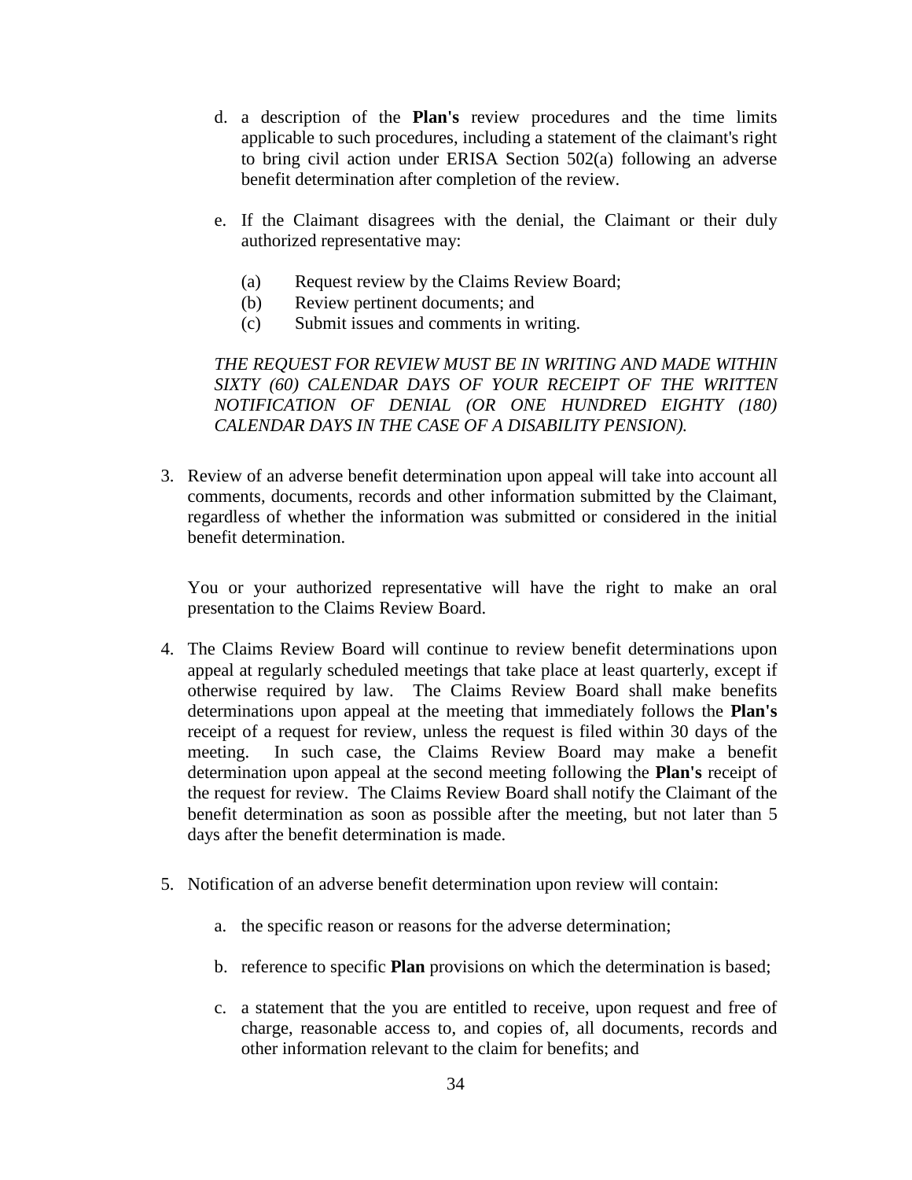d. a description of the **Plan's** review procedures and the time limits applicable to such procedures, including a statement of the claimant's right to bring civil action under ERISA Section 502(a) following an adverse benefit determination after completion of the review.

e. If the Claimant disagrees with the denial, the Claimant or their duly authorized representative may:

   (a) Request review by the Claims Review Board;
   (b) Review pertinent documents; and
   (c) Submit issues and comments in writing.

   *THE REQUEST FOR REVIEW MUST BE IN WRITING AND MADE WITHIN SIXTY (60) CALENDAR DAYS OF YOUR RECEIPT OF THE WRITTEN NOTIFICATION OF DENIAL (OR ONE HUNDRED EIGHTY (180) CALENDAR DAYS IN THE CASE OF A DISABILITY PENSION).*

3. Review of an adverse benefit determination upon appeal will take into account all comments, documents, records and other information submitted by the Claimant, regardless of whether the information was submitted or considered in the initial benefit determination.

   You or your authorized representative will have the right to make an oral presentation to the Claims Review Board.

4. The Claims Review Board will continue to review benefit determinations upon appeal at regularly scheduled meetings that take place at least quarterly, except if otherwise required by law. The Claims Review Board shall make benefits determinations upon appeal at the meeting that immediately follows the **Plan's** receipt of a request for review, unless the request is filed within 30 days of the meeting. In such case, the Claims Review Board may make a benefit determination upon appeal at the second meeting following the **Plan's** receipt of the request for review. The Claims Review Board shall notify the Claimant of the benefit determination as soon as possible after the meeting, but not later than 5 days after the benefit determination is made.

5. Notification of an adverse benefit determination upon review will contain:

   a. the specific reason or reasons for the adverse determination;

   b. reference to specific **Plan** provisions on which the determination is based;

   c. a statement that the you are entitled to receive, upon request and free of charge, reasonable access to, and copies of, all documents, records and other information relevant to the claim for benefits; and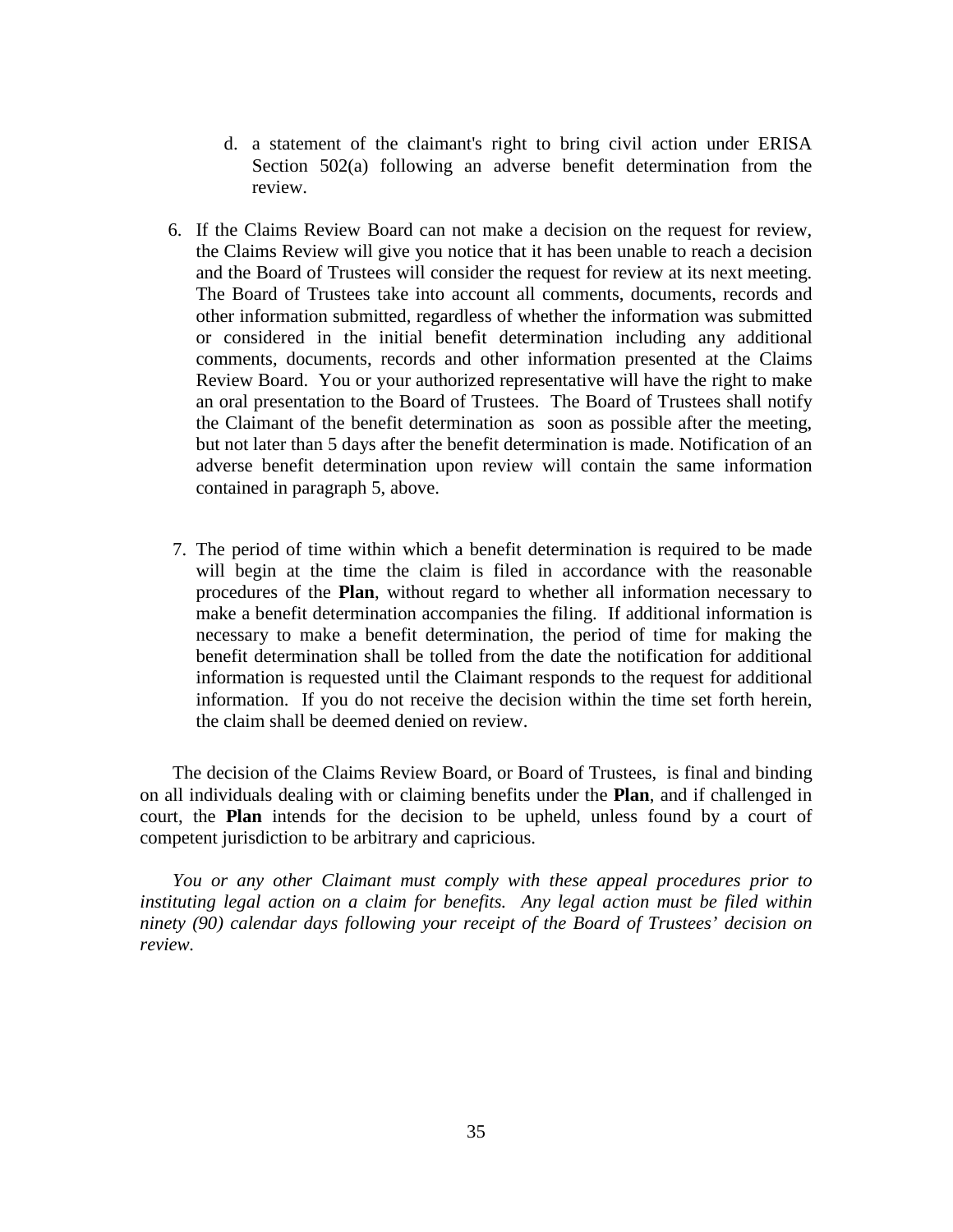d. a statement of the claimant's right to bring civil action under ERISA Section 502(a) following an adverse benefit determination from the review.

6. If the Claims Review Board can not make a decision on the request for review, the Claims Review will give you notice that it has been unable to reach a decision and the Board of Trustees will consider the request for review at its next meeting. The Board of Trustees take into account all comments, documents, records and other information submitted, regardless of whether the information was submitted or considered in the initial benefit determination including any additional comments, documents, records and other information presented at the Claims Review Board. You or your authorized representative will have the right to make an oral presentation to the Board of Trustees. The Board of Trustees shall notify the Claimant of the benefit determination as soon as possible after the meeting, but not later than 5 days after the benefit determination is made. Notification of an adverse benefit determination upon review will contain the same information contained in paragraph 5, above.

7. The period of time within which a benefit determination is required to be made will begin at the time the claim is filed in accordance with the reasonable procedures of the **Plan**, without regard to whether all information necessary to make a benefit determination accompanies the filing. If additional information is necessary to make a benefit determination, the period of time for making the benefit determination shall be tolled from the date the notification for additional information is requested until the Claimant responds to the request for additional information. If you do not receive the decision within the time set forth herein, the claim shall be deemed denied on review.

The decision of the Claims Review Board, or Board of Trustees, is final and binding on all individuals dealing with or claiming benefits under the **Plan**, and if challenged in court, the **Plan** intends for the decision to be upheld, unless found by a court of competent jurisdiction to be arbitrary and capricious.

*You or any other Claimant must comply with these appeal procedures prior to instituting legal action on a claim for benefits. Any legal action must be filed within ninety (90) calendar days following your receipt of the Board of Trustees' decision on review.*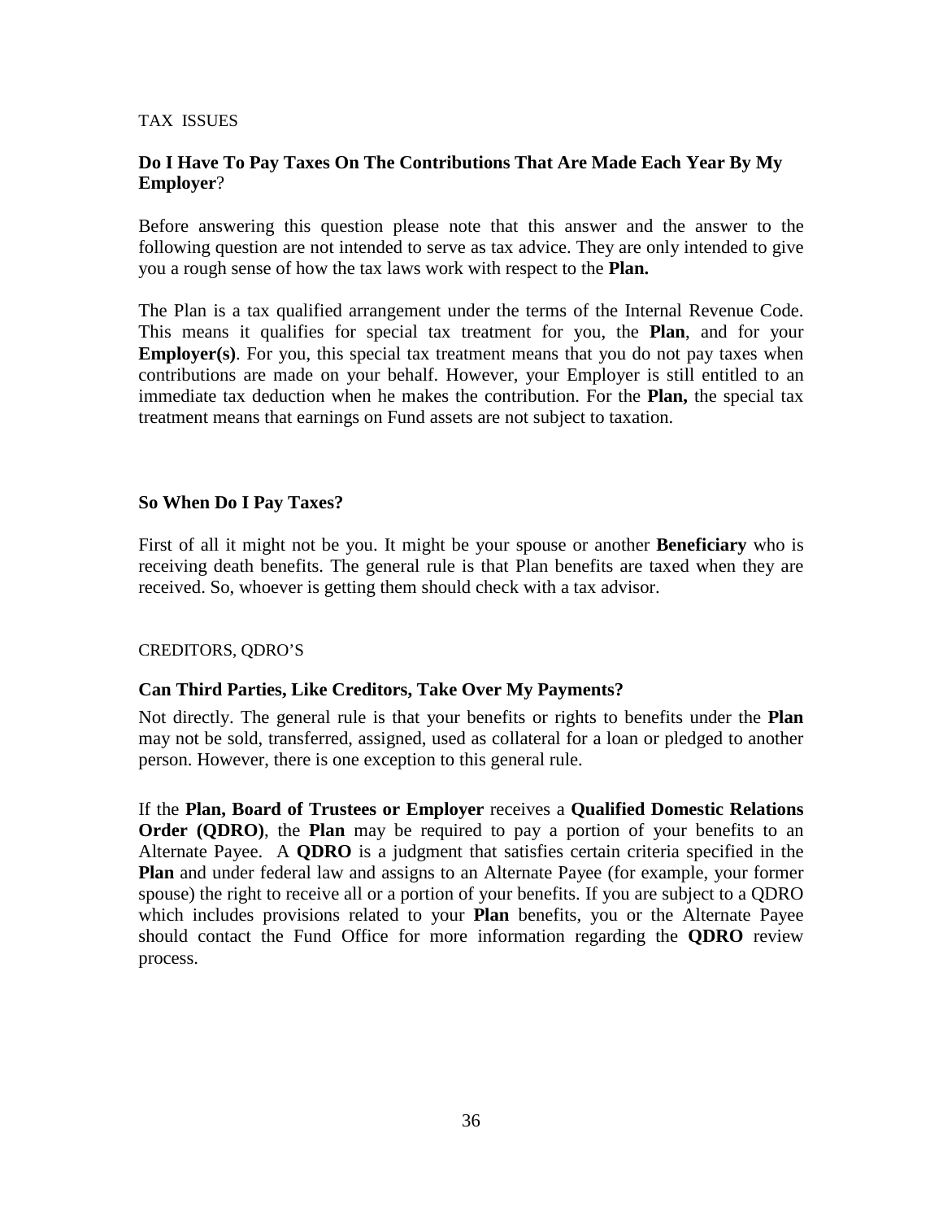TAX ISSUES

### Do I Have To Pay Taxes On The Contributions That Are Made Each Year By My Employer?

Before answering this question please note that this answer and the answer to the following question are not intended to serve as tax advice. They are only intended to give you a rough sense of how the tax laws work with respect to the **Plan.**

The Plan is a tax qualified arrangement under the terms of the Internal Revenue Code. This means it qualifies for special tax treatment for you, the **Plan**, and for your **Employer(s)**. For you, this special tax treatment means that you do not pay taxes when contributions are made on your behalf. However, your Employer is still entitled to an immediate tax deduction when he makes the contribution. For the **Plan,** the special tax treatment means that earnings on Fund assets are not subject to taxation.

### So When Do I Pay Taxes?

First of all it might not be you. It might be your spouse or another **Beneficiary** who is receiving death benefits. The general rule is that Plan benefits are taxed when they are received. So, whoever is getting them should check with a tax advisor.

CREDITORS, QDRO'S

### Can Third Parties, Like Creditors, Take Over My Payments?

Not directly. The general rule is that your benefits or rights to benefits under the **Plan** may not be sold, transferred, assigned, used as collateral for a loan or pledged to another person. However, there is one exception to this general rule.

If the **Plan, Board of Trustees or Employer** receives a **Qualified Domestic Relations Order (QDRO)**, the **Plan** may be required to pay a portion of your benefits to an Alternate Payee. A **QDRO** is a judgment that satisfies certain criteria specified in the **Plan** and under federal law and assigns to an Alternate Payee (for example, your former spouse) the right to receive all or a portion of your benefits. If you are subject to a QDRO which includes provisions related to your **Plan** benefits, you or the Alternate Payee should contact the Fund Office for more information regarding the **QDRO** review process.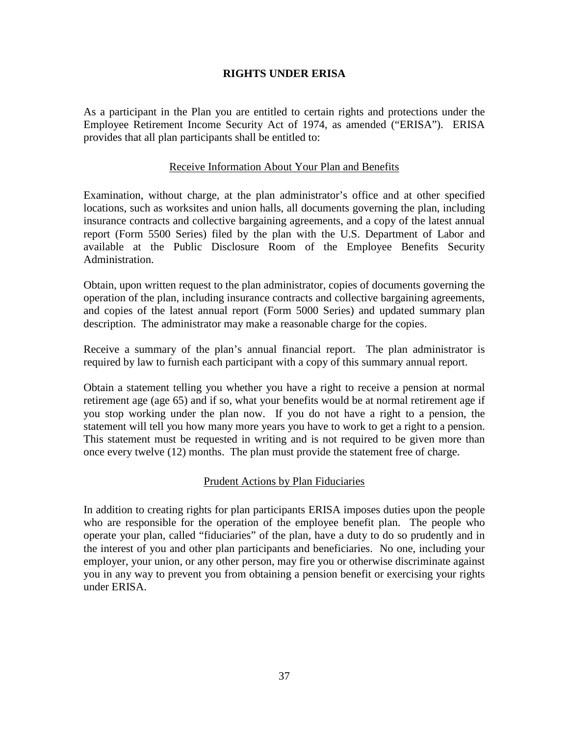## RIGHTS UNDER ERISA

As a participant in the Plan you are entitled to certain rights and protections under the Employee Retirement Income Security Act of 1974, as amended ("ERISA"). ERISA provides that all plan participants shall be entitled to:

### Receive Information About Your Plan and Benefits

Examination, without charge, at the plan administrator's office and at other specified locations, such as worksites and union halls, all documents governing the plan, including insurance contracts and collective bargaining agreements, and a copy of the latest annual report (Form 5500 Series) filed by the plan with the U.S. Department of Labor and available at the Public Disclosure Room of the Employee Benefits Security Administration.

Obtain, upon written request to the plan administrator, copies of documents governing the operation of the plan, including insurance contracts and collective bargaining agreements, and copies of the latest annual report (Form 5000 Series) and updated summary plan description. The administrator may make a reasonable charge for the copies.

Receive a summary of the plan's annual financial report. The plan administrator is required by law to furnish each participant with a copy of this summary annual report.

Obtain a statement telling you whether you have a right to receive a pension at normal retirement age (age 65) and if so, what your benefits would be at normal retirement age if you stop working under the plan now. If you do not have a right to a pension, the statement will tell you how many more years you have to work to get a right to a pension. This statement must be requested in writing and is not required to be given more than once every twelve (12) months. The plan must provide the statement free of charge.

### Prudent Actions by Plan Fiduciaries

In addition to creating rights for plan participants ERISA imposes duties upon the people who are responsible for the operation of the employee benefit plan. The people who operate your plan, called "fiduciaries" of the plan, have a duty to do so prudently and in the interest of you and other plan participants and beneficiaries. No one, including your employer, your union, or any other person, may fire you or otherwise discriminate against you in any way to prevent you from obtaining a pension benefit or exercising your rights under ERISA.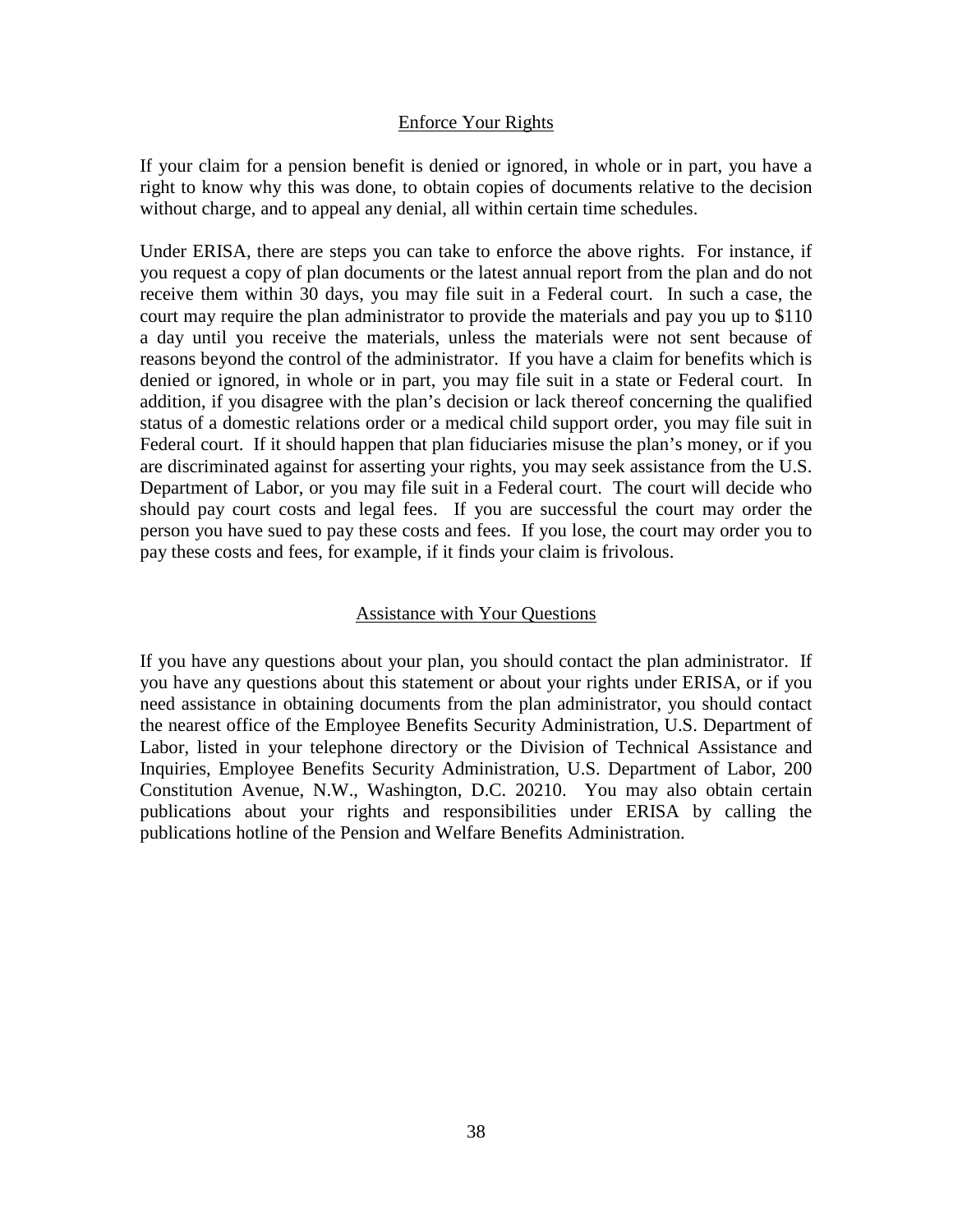## Enforce Your Rights

If your claim for a pension benefit is denied or ignored, in whole or in part, you have a right to know why this was done, to obtain copies of documents relative to the decision without charge, and to appeal any denial, all within certain time schedules.

Under ERISA, there are steps you can take to enforce the above rights. For instance, if you request a copy of plan documents or the latest annual report from the plan and do not receive them within 30 days, you may file suit in a Federal court. In such a case, the court may require the plan administrator to provide the materials and pay you up to $110 a day until you receive the materials, unless the materials were not sent because of reasons beyond the control of the administrator. If you have a claim for benefits which is denied or ignored, in whole or in part, you may file suit in a state or Federal court. In addition, if you disagree with the plan's decision or lack thereof concerning the qualified status of a domestic relations order or a medical child support order, you may file suit in Federal court. If it should happen that plan fiduciaries misuse the plan's money, or if you are discriminated against for asserting your rights, you may seek assistance from the U.S. Department of Labor, or you may file suit in a Federal court. The court will decide who should pay court costs and legal fees. If you are successful the court may order the person you have sued to pay these costs and fees. If you lose, the court may order you to pay these costs and fees, for example, if it finds your claim is frivolous.

## Assistance with Your Questions

If you have any questions about your plan, you should contact the plan administrator. If you have any questions about this statement or about your rights under ERISA, or if you need assistance in obtaining documents from the plan administrator, you should contact the nearest office of the Employee Benefits Security Administration, U.S. Department of Labor, listed in your telephone directory or the Division of Technical Assistance and Inquiries, Employee Benefits Security Administration, U.S. Department of Labor, 200 Constitution Avenue, N.W., Washington, D.C. 20210. You may also obtain certain publications about your rights and responsibilities under ERISA by calling the publications hotline of the Pension and Welfare Benefits Administration.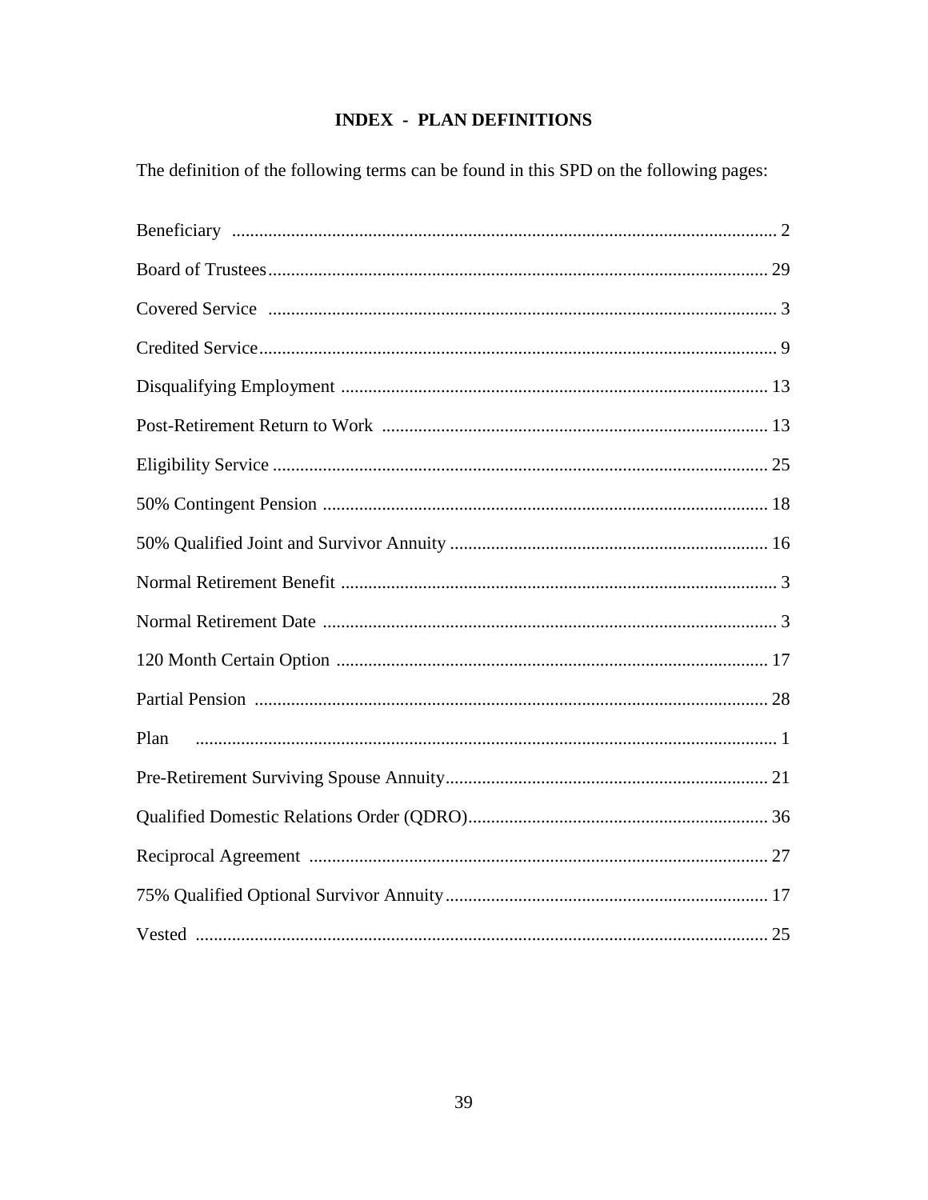# INDEX - PLAN DEFINITIONS

The definition of the following terms can be found in this SPD on the following pages:

| Term | Page |
| --- | --- |
| Beneficiary | 2 |
| Board of Trustees | 29 |
| Covered Service | 3 |
| Credited Service | 9 |
| Disqualifying Employment | 13 |
| Post-Retirement Return to Work | 13 |
| Eligibility Service | 25 |
| 50% Contingent Pension | 18 |
| 50% Qualified Joint and Survivor Annuity | 16 |
| Normal Retirement Benefit | 3 |
| Normal Retirement Date | 3 |
| 120 Month Certain Option | 17 |
| Partial Pension | 28 |
| Plan | 1 |
| Pre-Retirement Surviving Spouse Annuity | 21 |
| Qualified Domestic Relations Order (QDRO) | 36 |
| Reciprocal Agreement | 27 |
| 75% Qualified Optional Survivor Annuity | 17 |
| Vested | 25 |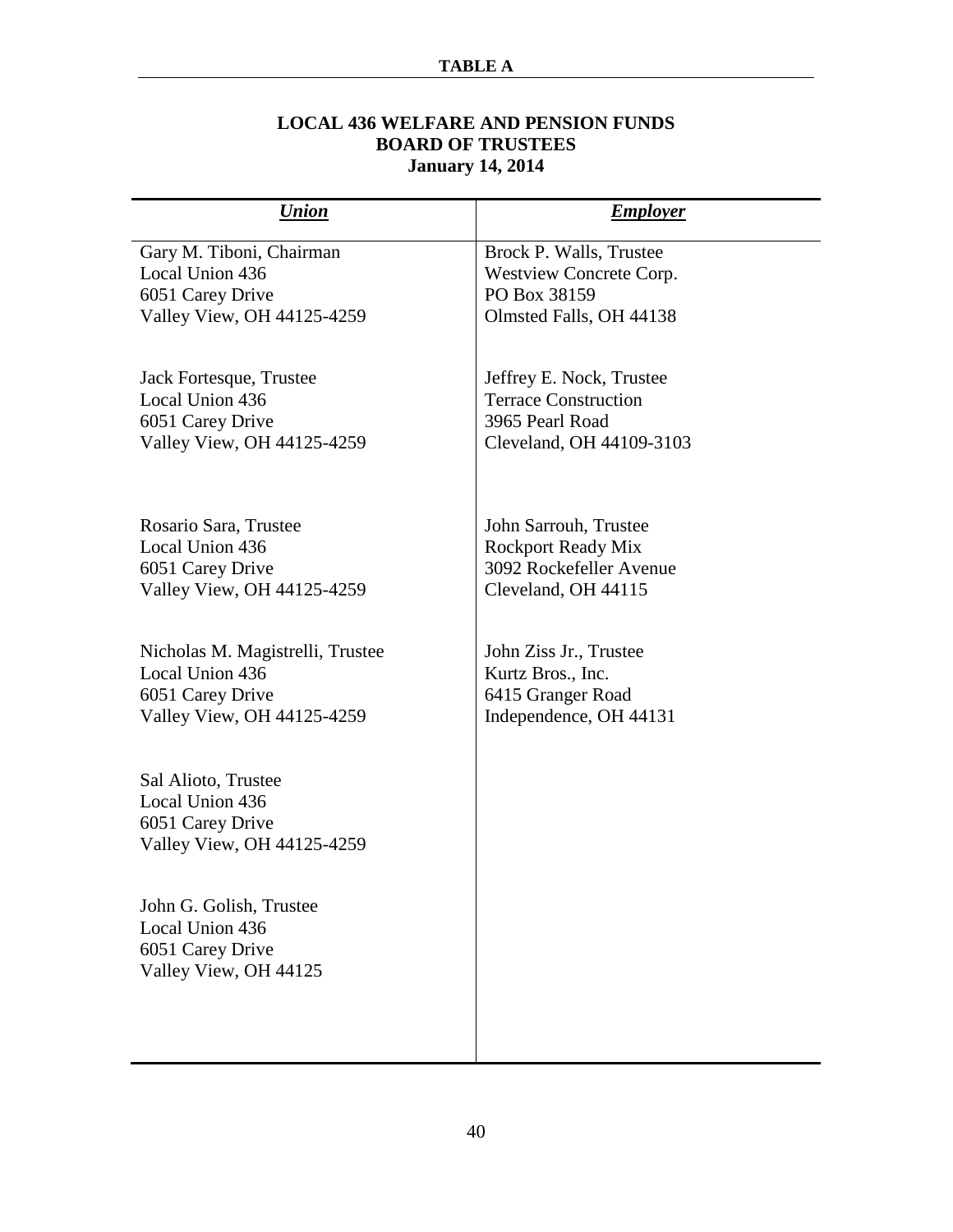**TABLE A**

**LOCAL 436 WELFARE AND PENSION FUNDS**
**BOARD OF TRUSTEES**
**January 14, 2014**

| ***Union*** | ***Employer*** |
|---|---|
| Gary M. Tiboni, Chairman<br>Local Union 436<br>6051 Carey Drive<br>Valley View, OH 44125-4259 | Brock P. Walls, Trustee<br>Westview Concrete Corp.<br>PO Box 38159<br>Olmsted Falls, OH 44138 |
| Jack Fortesque, Trustee<br>Local Union 436<br>6051 Carey Drive<br>Valley View, OH 44125-4259 | Jeffrey E. Nock, Trustee<br>Terrace Construction<br>3965 Pearl Road<br>Cleveland, OH 44109-3103 |
| Rosario Sara, Trustee<br>Local Union 436<br>6051 Carey Drive<br>Valley View, OH 44125-4259 | John Sarrouh, Trustee<br>Rockport Ready Mix<br>3092 Rockefeller Avenue<br>Cleveland, OH 44115 |
| Nicholas M. Magistrelli, Trustee<br>Local Union 436<br>6051 Carey Drive<br>Valley View, OH 44125-4259 | John Ziss Jr., Trustee<br>Kurtz Bros., Inc.<br>6415 Granger Road<br>Independence, OH 44131 |
| Sal Alioto, Trustee<br>Local Union 436<br>6051 Carey Drive<br>Valley View, OH 44125-4259 | |
| John G. Golish, Trustee<br>Local Union 436<br>6051 Carey Drive<br>Valley View, OH 44125 | |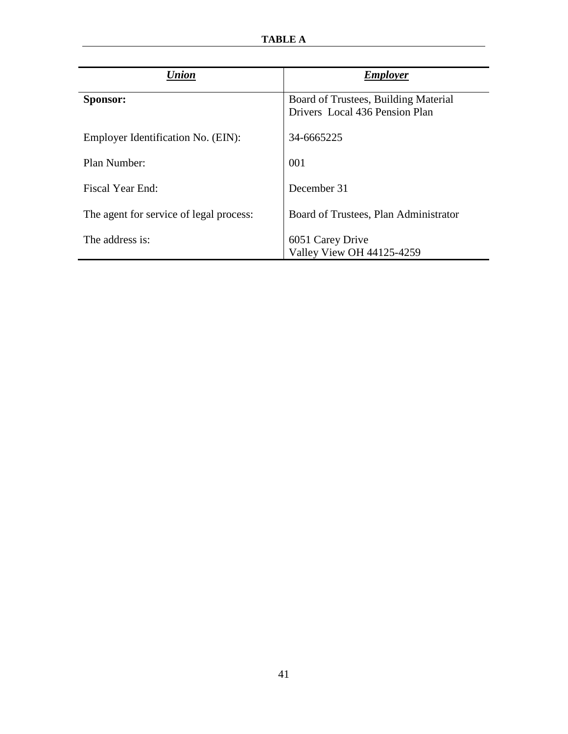**TABLE A**

| *Union* | *Employer* |
|---|---|
| **Sponsor:** | Board of Trustees, Building Material Drivers Local 436 Pension Plan |
| Employer Identification No. (EIN): | 34-6665225 |
| Plan Number: | 001 |
| Fiscal Year End: | December 31 |
| The agent for service of legal process: | Board of Trustees, Plan Administrator |
| The address is: | 6051 Carey Drive<br>Valley View OH 44125-4259 |